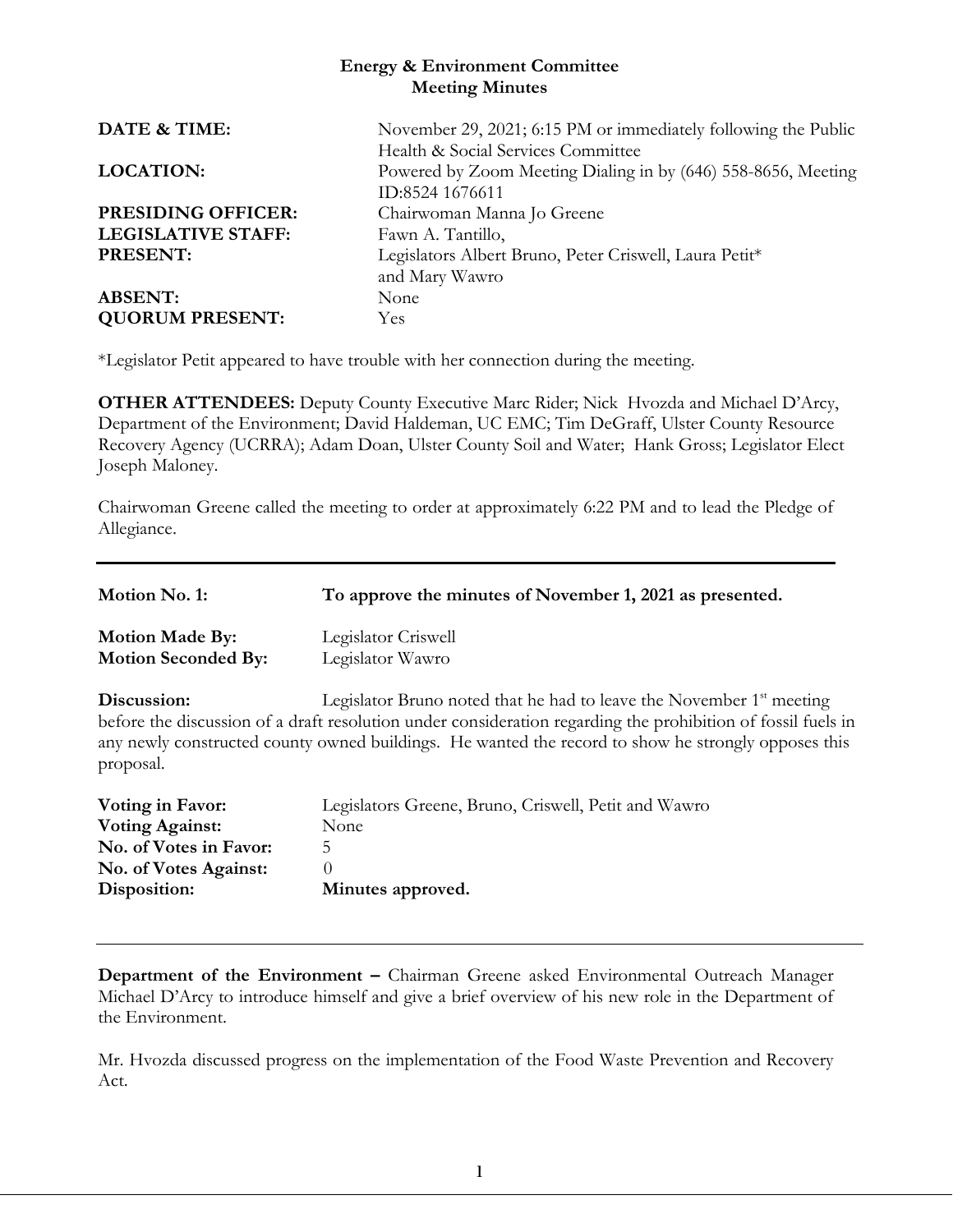**Energy & Environment Committee**
**Meeting Minutes**

| | |
|---|---|
| **DATE & TIME:** | November 29, 2021; 6:15 PM or immediately following the Public Health & Social Services Committee |
| **LOCATION:** | Powered by Zoom Meeting Dialing in by (646) 558-8656, Meeting ID:8524 1676611 |
| **PRESIDING OFFICER:** | Chairwoman Manna Jo Greene |
| **LEGISLATIVE STAFF:** | Fawn A. Tantillo, |
| **PRESENT:** | Legislators Albert Bruno, Peter Criswell, Laura Petit* and Mary Wawro |
| **ABSENT:** | None |
| **QUORUM PRESENT:** | Yes |

*Legislator Petit appeared to have trouble with her connection during the meeting.

**OTHER ATTENDEES:** Deputy County Executive Marc Rider; Nick Hvozda and Michael D'Arcy, Department of the Environment; David Haldeman, UC EMC; Tim DeGraff, Ulster County Resource Recovery Agency (UCRRA); Adam Doan, Ulster County Soil and Water; Hank Gross; Legislator Elect Joseph Maloney.

Chairwoman Greene called the meeting to order at approximately 6:22 PM and to lead the Pledge of Allegiance.

---

| | |
|---|---|
| **Motion No. 1:** | **To approve the minutes of November 1, 2021 as presented.** |
| **Motion Made By:** | Legislator Criswell |
| **Motion Seconded By:** | Legislator Wawro |

**Discussion:** Legislator Bruno noted that he had to leave the November 1st meeting before the discussion of a draft resolution under consideration regarding the prohibition of fossil fuels in any newly constructed county owned buildings. He wanted the record to show he strongly opposes this proposal.

| | |
|---|---|
| **Voting in Favor:** | Legislators Greene, Bruno, Criswell, Petit and Wawro |
| **Voting Against:** | None |
| **No. of Votes in Favor:** | 5 |
| **No. of Votes Against:** | 0 |
| **Disposition:** | **Minutes approved.** |

---

**Department of the Environment –** Chairman Greene asked Environmental Outreach Manager Michael D'Arcy to introduce himself and give a brief overview of his new role in the Department of the Environment.

Mr. Hvozda discussed progress on the implementation of the Food Waste Prevention and Recovery Act.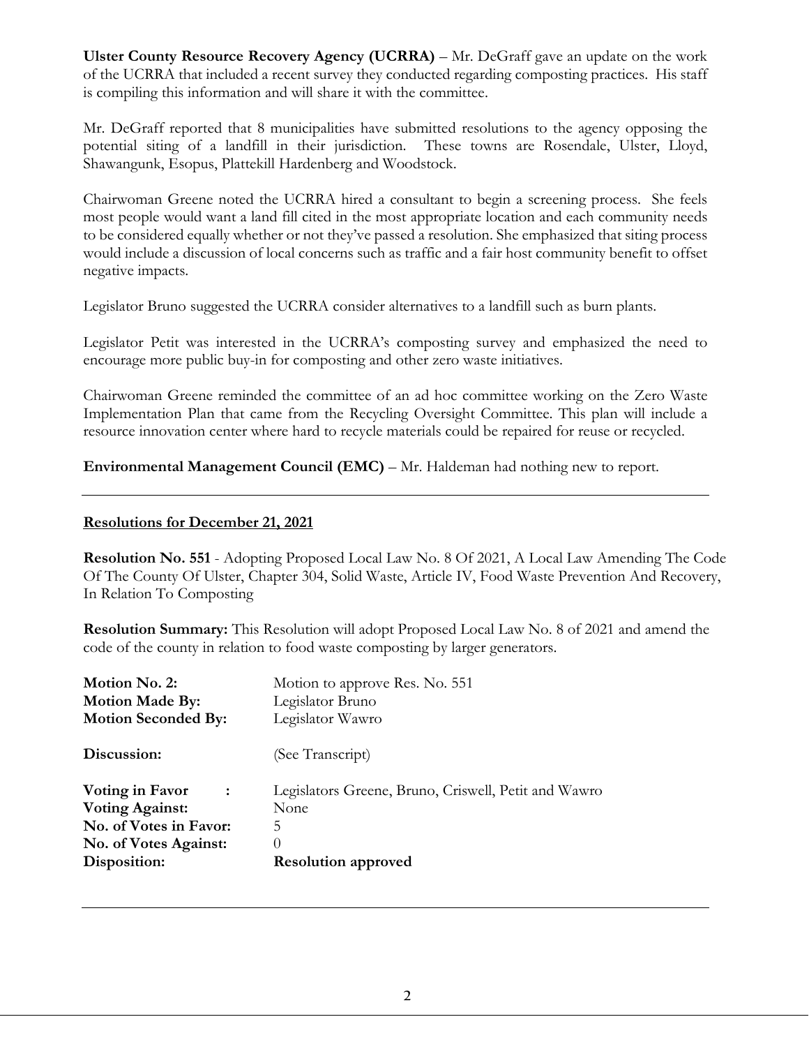**Ulster County Resource Recovery Agency (UCRRA)** – Mr. DeGraff gave an update on the work of the UCRRA that included a recent survey they conducted regarding composting practices. His staff is compiling this information and will share it with the committee.

Mr. DeGraff reported that 8 municipalities have submitted resolutions to the agency opposing the potential siting of a landfill in their jurisdiction. These towns are Rosendale, Ulster, Lloyd, Shawangunk, Esopus, Plattekill Hardenberg and Woodstock.

Chairwoman Greene noted the UCRRA hired a consultant to begin a screening process. She feels most people would want a land fill cited in the most appropriate location and each community needs to be considered equally whether or not they've passed a resolution. She emphasized that siting process would include a discussion of local concerns such as traffic and a fair host community benefit to offset negative impacts.

Legislator Bruno suggested the UCRRA consider alternatives to a landfill such as burn plants.

Legislator Petit was interested in the UCRRA's composting survey and emphasized the need to encourage more public buy-in for composting and other zero waste initiatives.

Chairwoman Greene reminded the committee of an ad hoc committee working on the Zero Waste Implementation Plan that came from the Recycling Oversight Committee. This plan will include a resource innovation center where hard to recycle materials could be repaired for reuse or recycled.

**Environmental Management Council (EMC)** – Mr. Haldeman had nothing new to report.

---

## Resolutions for December 21, 2021

**Resolution No. 551** - Adopting Proposed Local Law No. 8 Of 2021, A Local Law Amending The Code Of The County Of Ulster, Chapter 304, Solid Waste, Article IV, Food Waste Prevention And Recovery, In Relation To Composting

**Resolution Summary:** This Resolution will adopt Proposed Local Law No. 8 of 2021 and amend the code of the county in relation to food waste composting by larger generators.

**Motion No. 2:** Motion to approve Res. No. 551
**Motion Made By:** Legislator Bruno
**Motion Seconded By:** Legislator Wawro

**Discussion:** (See Transcript)

**Voting in Favor :** Legislators Greene, Bruno, Criswell, Petit and Wawro
**Voting Against:** None
**No. of Votes in Favor:** 5
**No. of Votes Against:** 0
**Disposition:** **Resolution approved**

---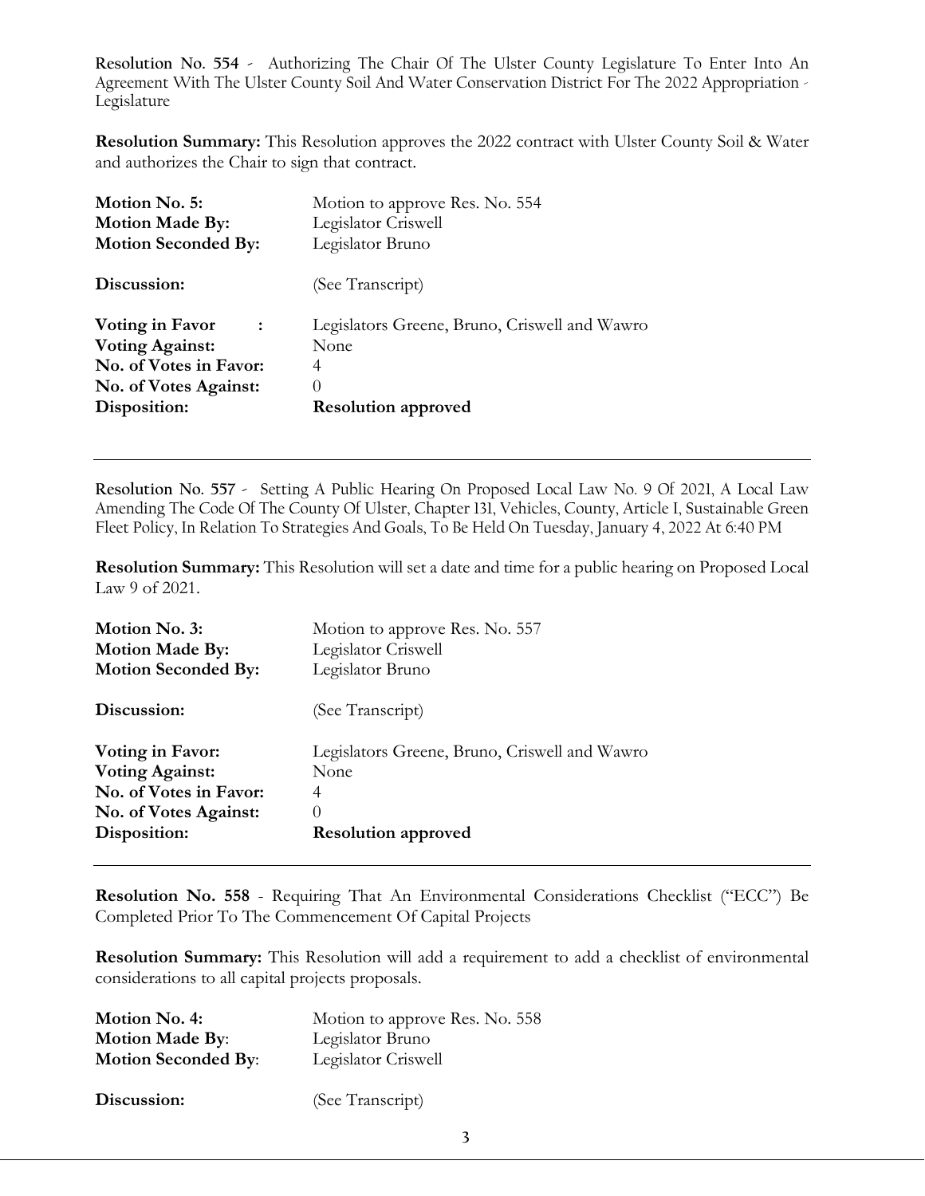**Resolution No. 554** - Authorizing The Chair Of The Ulster County Legislature To Enter Into An Agreement With The Ulster County Soil And Water Conservation District For The 2022 Appropriation - Legislature

**Resolution Summary:** This Resolution approves the 2022 contract with Ulster County Soil & Water and authorizes the Chair to sign that contract.

| | |
|---|---|
| **Motion No. 5:** | Motion to approve Res. No. 554 |
| **Motion Made By:** | Legislator Criswell |
| **Motion Seconded By:** | Legislator Bruno |
| **Discussion:** | (See Transcript) |
| **Voting in Favor :** | Legislators Greene, Bruno, Criswell and Wawro |
| **Voting Against:** | None |
| **No. of Votes in Favor:** | 4 |
| **No. of Votes Against:** | 0 |
| **Disposition:** | **Resolution approved** |

---

**Resolution No. 557** - Setting A Public Hearing On Proposed Local Law No. 9 Of 2021, A Local Law Amending The Code Of The County Of Ulster, Chapter 131, Vehicles, County, Article I, Sustainable Green Fleet Policy, In Relation To Strategies And Goals, To Be Held On Tuesday, January 4, 2022 At 6:40 PM

**Resolution Summary:** This Resolution will set a date and time for a public hearing on Proposed Local Law 9 of 2021.

| | |
|---|---|
| **Motion No. 3:** | Motion to approve Res. No. 557 |
| **Motion Made By:** | Legislator Criswell |
| **Motion Seconded By:** | Legislator Bruno |
| **Discussion:** | (See Transcript) |
| **Voting in Favor:** | Legislators Greene, Bruno, Criswell and Wawro |
| **Voting Against:** | None |
| **No. of Votes in Favor:** | 4 |
| **No. of Votes Against:** | 0 |
| **Disposition:** | **Resolution approved** |

---

**Resolution No. 558** - Requiring That An Environmental Considerations Checklist ("ECC") Be Completed Prior To The Commencement Of Capital Projects

**Resolution Summary:** This Resolution will add a requirement to add a checklist of environmental considerations to all capital projects proposals.

| | |
|---|---|
| **Motion No. 4:** | Motion to approve Res. No. 558 |
| **Motion Made By:** | Legislator Bruno |
| **Motion Seconded By:** | Legislator Criswell |
| **Discussion:** | (See Transcript) |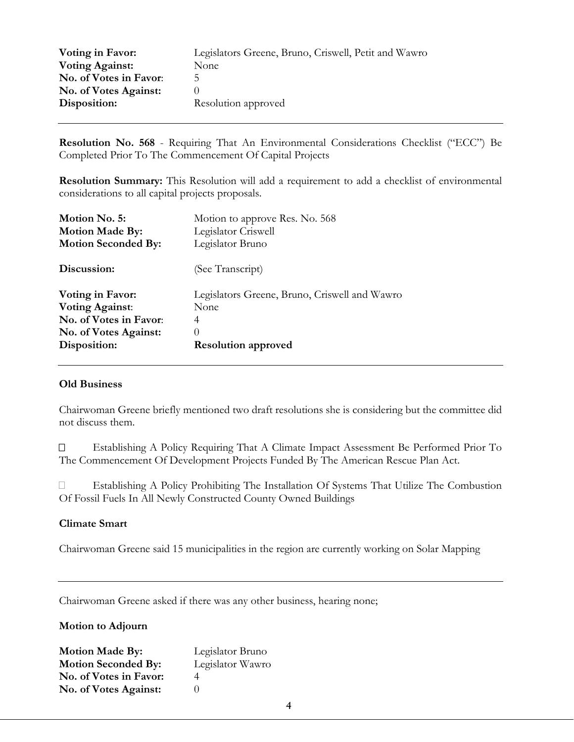| | |
|---|---|
| **Voting in Favor:** | Legislators Greene, Bruno, Criswell, Petit and Wawro |
| **Voting Against:** | None |
| **No. of Votes in Favor:** | 5 |
| **No. of Votes Against:** | 0 |
| **Disposition:** | Resolution approved |

---

**Resolution No. 568** - Requiring That An Environmental Considerations Checklist ("ECC") Be Completed Prior To The Commencement Of Capital Projects

**Resolution Summary:** This Resolution will add a requirement to add a checklist of environmental considerations to all capital projects proposals.

| | |
|---|---|
| **Motion No. 5:** | Motion to approve Res. No. 568 |
| **Motion Made By:** | Legislator Criswell |
| **Motion Seconded By:** | Legislator Bruno |
| **Discussion:** | (See Transcript) |
| **Voting in Favor:** | Legislators Greene, Bruno, Criswell and Wawro |
| **Voting Against:** | None |
| **No. of Votes in Favor:** | 4 |
| **No. of Votes Against:** | 0 |
| **Disposition:** | **Resolution approved** |

---

**Old Business**

Chairwoman Greene briefly mentioned two draft resolutions she is considering but the committee did not discuss them.

- Establishing A Policy Requiring That A Climate Impact Assessment Be Performed Prior To The Commencement Of Development Projects Funded By The American Rescue Plan Act.

- Establishing A Policy Prohibiting The Installation Of Systems That Utilize The Combustion Of Fossil Fuels In All Newly Constructed County Owned Buildings

**Climate Smart**

Chairwoman Greene said 15 municipalities in the region are currently working on Solar Mapping

---

Chairwoman Greene asked if there was any other business, hearing none;

**Motion to Adjourn**

| | |
|---|---|
| **Motion Made By:** | Legislator Bruno |
| **Motion Seconded By:** | Legislator Wawro |
| **No. of Votes in Favor:** | 4 |
| **No. of Votes Against:** | 0 |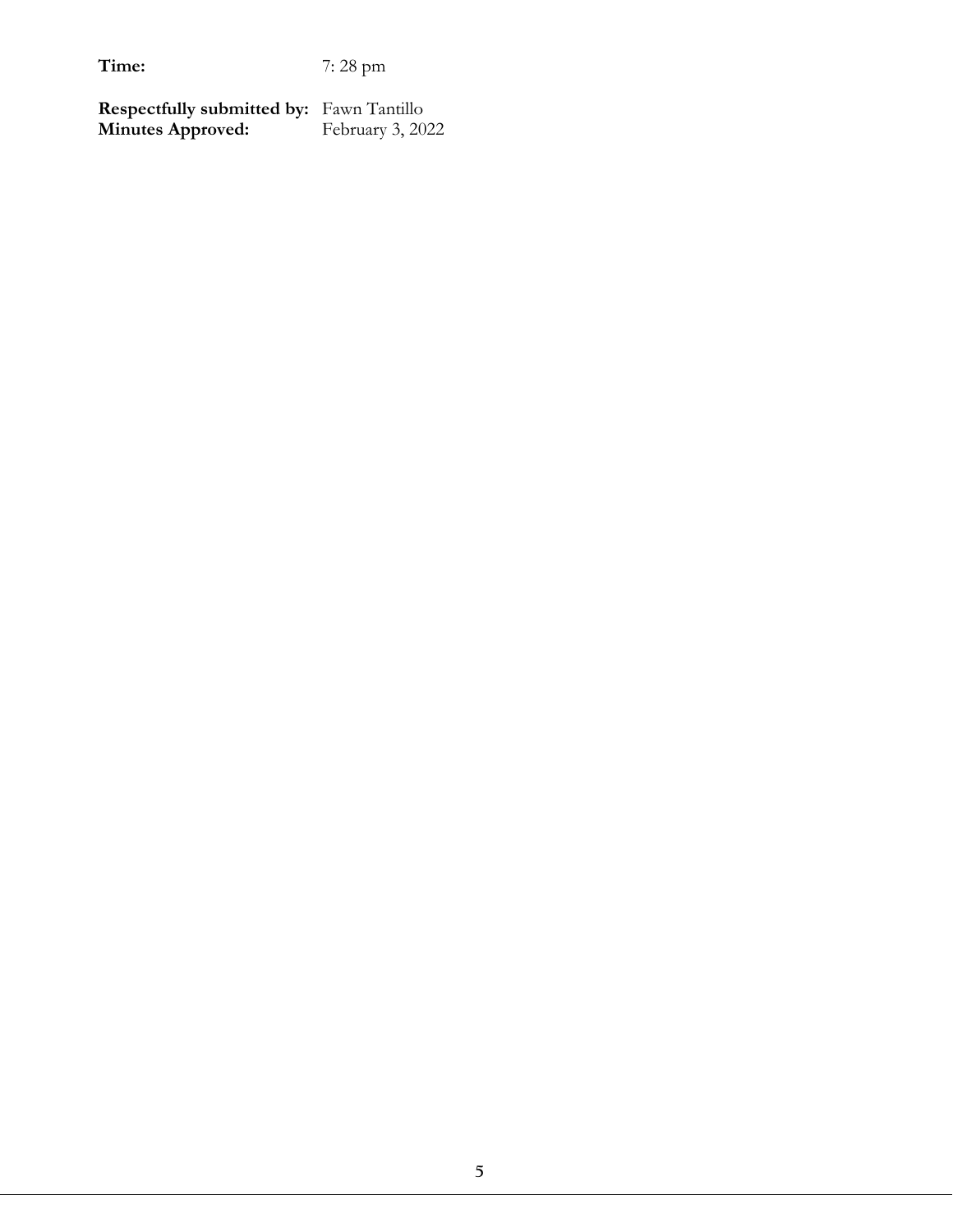**Time:** 7: 28 pm

**Respectfully submitted by:** Fawn Tantillo
**Minutes Approved:** February 3, 2022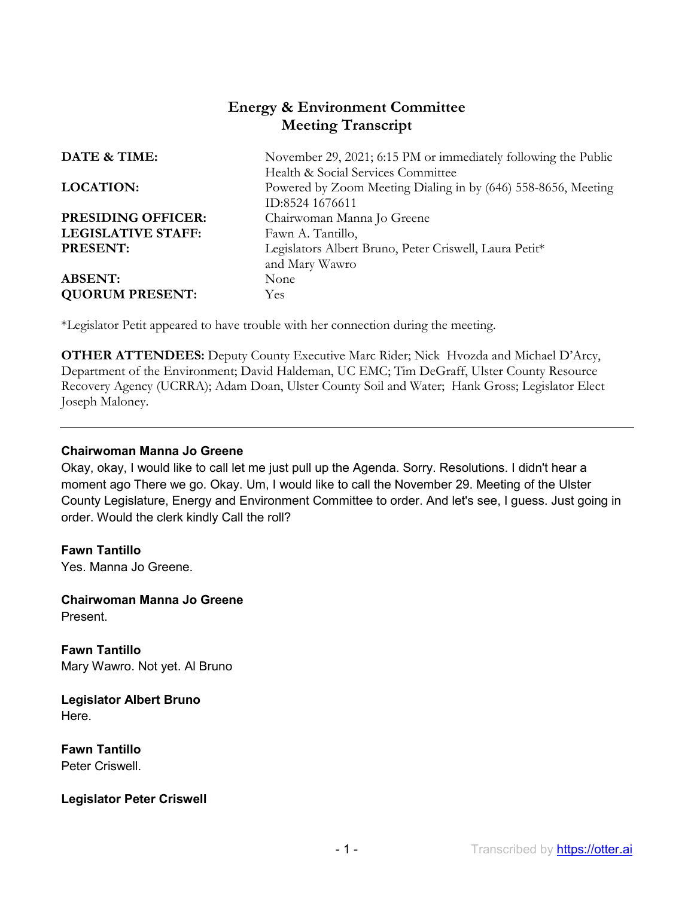# Energy & Environment Committee
# Meeting Transcript

| | |
|---|---|
| **DATE & TIME:** | November 29, 2021; 6:15 PM or immediately following the Public Health & Social Services Committee |
| **LOCATION:** | Powered by Zoom Meeting Dialing in by (646) 558-8656, Meeting ID:8524 1676611 |
| **PRESIDING OFFICER:** | Chairwoman Manna Jo Greene |
| **LEGISLATIVE STAFF:** | Fawn A. Tantillo, |
| **PRESENT:** | Legislators Albert Bruno, Peter Criswell, Laura Petit* and Mary Wawro |
| **ABSENT:** | None |
| **QUORUM PRESENT:** | Yes |

*Legislator Petit appeared to have trouble with her connection during the meeting.

**OTHER ATTENDEES:** Deputy County Executive Marc Rider; Nick Hvozda and Michael D'Arcy, Department of the Environment; David Haldeman, UC EMC; Tim DeGraff, Ulster County Resource Recovery Agency (UCRRA); Adam Doan, Ulster County Soil and Water; Hank Gross; Legislator Elect Joseph Maloney.

---

**Chairwoman Manna Jo Greene**
Okay, okay, I would like to call let me just pull up the Agenda. Sorry. Resolutions. I didn't hear a moment ago There we go. Okay. Um, I would like to call the November 29. Meeting of the Ulster County Legislature, Energy and Environment Committee to order. And let's see, I guess. Just going in order. Would the clerk kindly Call the roll?

**Fawn Tantillo**
Yes. Manna Jo Greene.

**Chairwoman Manna Jo Greene**
Present.

**Fawn Tantillo**
Mary Wawro. Not yet. Al Bruno

**Legislator Albert Bruno**
Here.

**Fawn Tantillo**
Peter Criswell.

**Legislator Peter Criswell**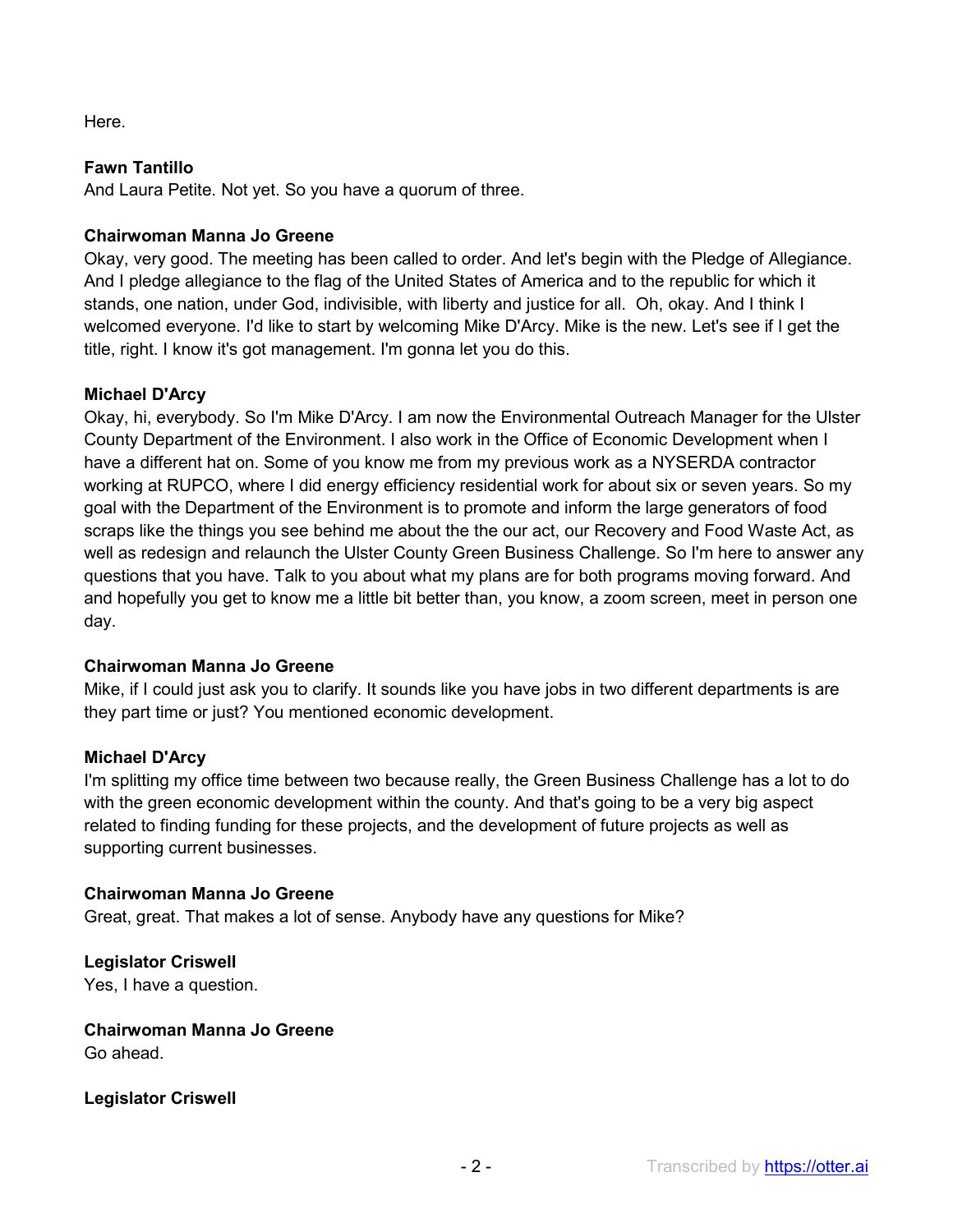Here.

**Fawn Tantillo**
And Laura Petite. Not yet. So you have a quorum of three.

**Chairwoman Manna Jo Greene**
Okay, very good. The meeting has been called to order. And let's begin with the Pledge of Allegiance. And I pledge allegiance to the flag of the United States of America and to the republic for which it stands, one nation, under God, indivisible, with liberty and justice for all.  Oh, okay. And I think I welcomed everyone. I'd like to start by welcoming Mike D'Arcy. Mike is the new. Let's see if I get the title, right. I know it's got management. I'm gonna let you do this.

**Michael D'Arcy**
Okay, hi, everybody. So I'm Mike D'Arcy. I am now the Environmental Outreach Manager for the Ulster County Department of the Environment. I also work in the Office of Economic Development when I have a different hat on. Some of you know me from my previous work as a NYSERDA contractor working at RUPCO, where I did energy efficiency residential work for about six or seven years. So my goal with the Department of the Environment is to promote and inform the large generators of food scraps like the things you see behind me about the the our act, our Recovery and Food Waste Act, as well as redesign and relaunch the Ulster County Green Business Challenge. So I'm here to answer any questions that you have. Talk to you about what my plans are for both programs moving forward. And and hopefully you get to know me a little bit better than, you know, a zoom screen, meet in person one day.

**Chairwoman Manna Jo Greene**
Mike, if I could just ask you to clarify. It sounds like you have jobs in two different departments is are they part time or just? You mentioned economic development.

**Michael D'Arcy**
I'm splitting my office time between two because really, the Green Business Challenge has a lot to do with the green economic development within the county. And that's going to be a very big aspect related to finding funding for these projects, and the development of future projects as well as supporting current businesses.

**Chairwoman Manna Jo Greene**
Great, great. That makes a lot of sense. Anybody have any questions for Mike?

**Legislator Criswell**
Yes, I have a question.

**Chairwoman Manna Jo Greene**
Go ahead.

**Legislator Criswell**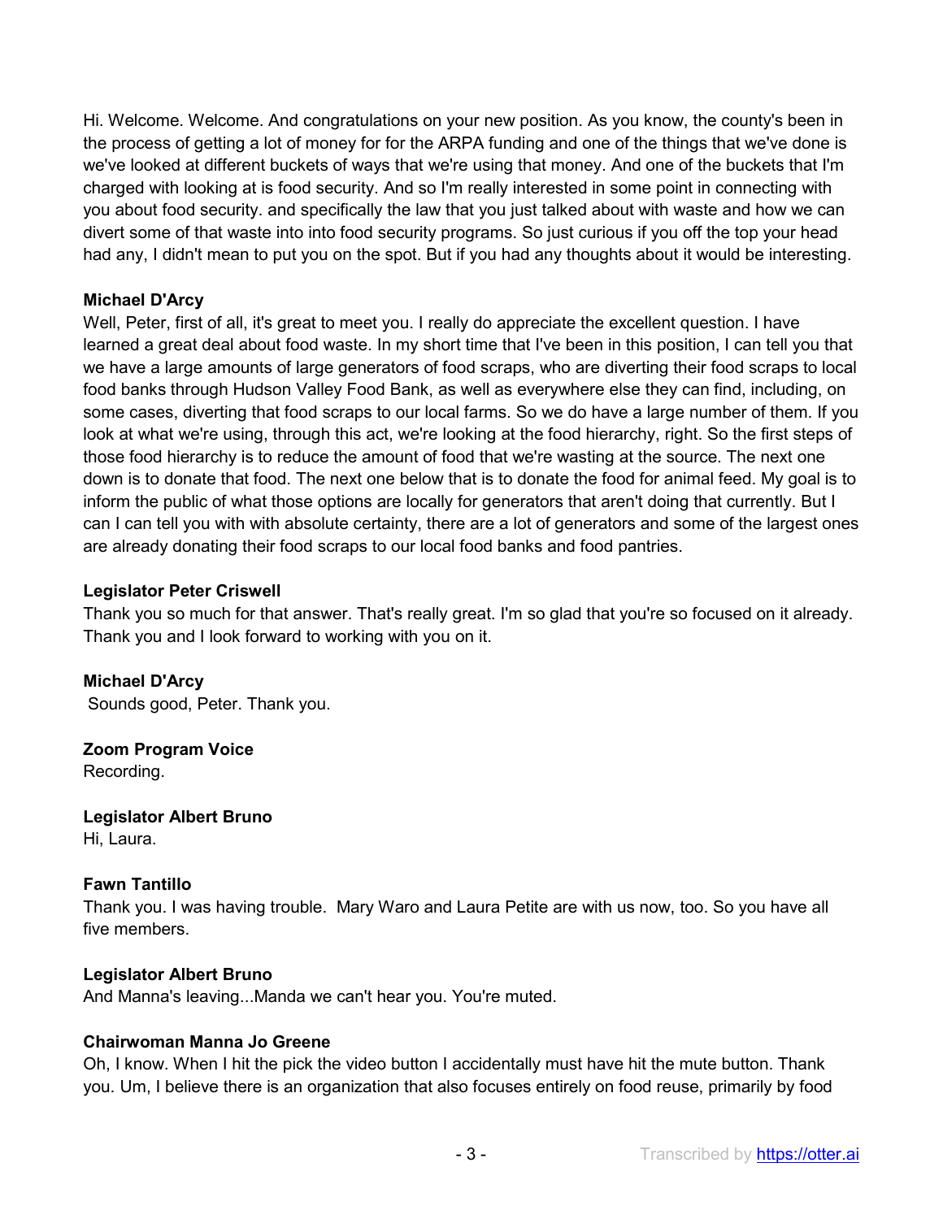Hi. Welcome. Welcome. And congratulations on your new position. As you know, the county's been in the process of getting a lot of money for for the ARPA funding and one of the things that we've done is we've looked at different buckets of ways that we're using that money. And one of the buckets that I'm charged with looking at is food security. And so I'm really interested in some point in connecting with you about food security. and specifically the law that you just talked about with waste and how we can divert some of that waste into into food security programs. So just curious if you off the top your head had any, I didn't mean to put you on the spot. But if you had any thoughts about it would be interesting.

**Michael D'Arcy**
Well, Peter, first of all, it's great to meet you. I really do appreciate the excellent question. I have learned a great deal about food waste. In my short time that I've been in this position, I can tell you that we have a large amounts of large generators of food scraps, who are diverting their food scraps to local food banks through Hudson Valley Food Bank, as well as everywhere else they can find, including, on some cases, diverting that food scraps to our local farms. So we do have a large number of them. If you look at what we're using, through this act, we're looking at the food hierarchy, right. So the first steps of those food hierarchy is to reduce the amount of food that we're wasting at the source. The next one down is to donate that food. The next one below that is to donate the food for animal feed. My goal is to inform the public of what those options are locally for generators that aren't doing that currently. But I can I can tell you with with absolute certainty, there are a lot of generators and some of the largest ones are already donating their food scraps to our local food banks and food pantries.

**Legislator Peter Criswell**
Thank you so much for that answer. That's really great. I'm so glad that you're so focused on it already. Thank you and I look forward to working with you on it.

**Michael D'Arcy**
Sounds good, Peter. Thank you.

**Zoom Program Voice**
Recording.

**Legislator Albert Bruno**
Hi, Laura.

**Fawn Tantillo**
Thank you. I was having trouble. Mary Waro and Laura Petite are with us now, too. So you have all five members.

**Legislator Albert Bruno**
And Manna's leaving...Manda we can't hear you. You're muted.

**Chairwoman Manna Jo Greene**
Oh, I know. When I hit the pick the video button I accidentally must have hit the mute button. Thank you. Um, I believe there is an organization that also focuses entirely on food reuse, primarily by food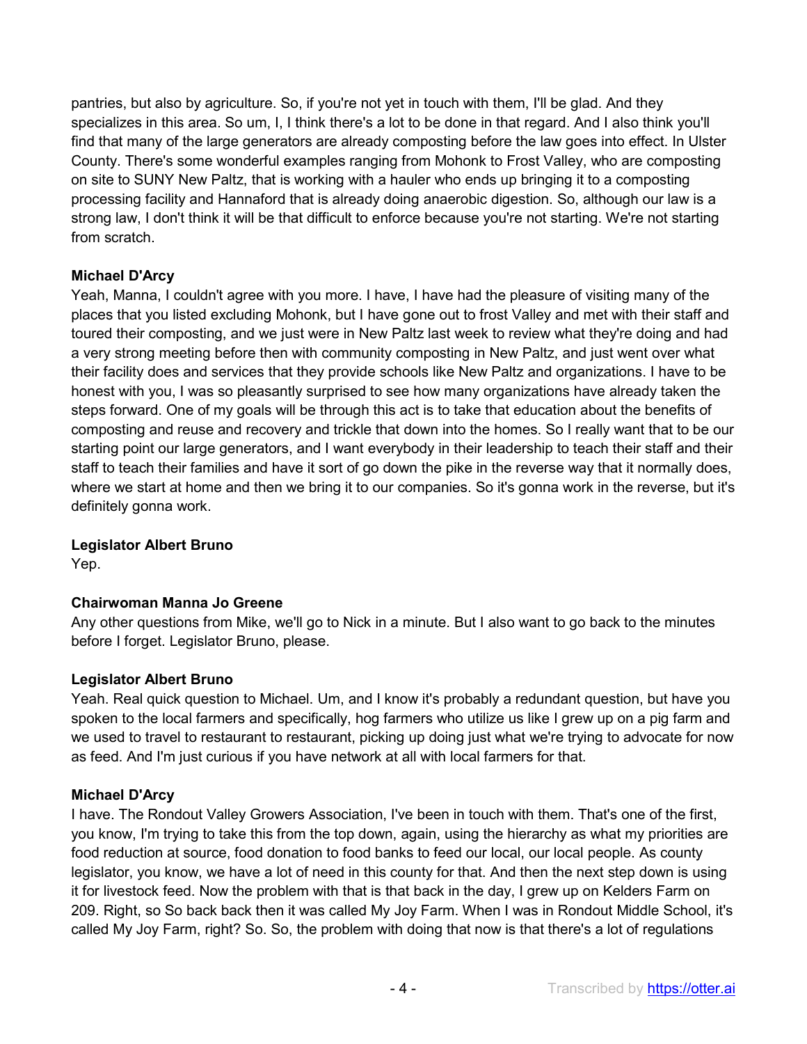pantries, but also by agriculture. So, if you're not yet in touch with them, I'll be glad. And they specializes in this area. So um, I, I think there's a lot to be done in that regard. And I also think you'll find that many of the large generators are already composting before the law goes into effect. In Ulster County. There's some wonderful examples ranging from Mohonk to Frost Valley, who are composting on site to SUNY New Paltz, that is working with a hauler who ends up bringing it to a composting processing facility and Hannaford that is already doing anaerobic digestion. So, although our law is a strong law, I don't think it will be that difficult to enforce because you're not starting. We're not starting from scratch.

**Michael D'Arcy**
Yeah, Manna, I couldn't agree with you more. I have, I have had the pleasure of visiting many of the places that you listed excluding Mohonk, but I have gone out to frost Valley and met with their staff and toured their composting, and we just were in New Paltz last week to review what they're doing and had a very strong meeting before then with community composting in New Paltz, and just went over what their facility does and services that they provide schools like New Paltz and organizations. I have to be honest with you, I was so pleasantly surprised to see how many organizations have already taken the steps forward. One of my goals will be through this act is to take that education about the benefits of composting and reuse and recovery and trickle that down into the homes. So I really want that to be our starting point our large generators, and I want everybody in their leadership to teach their staff and their staff to teach their families and have it sort of go down the pike in the reverse way that it normally does, where we start at home and then we bring it to our companies. So it's gonna work in the reverse, but it's definitely gonna work.

**Legislator Albert Bruno**
Yep.

**Chairwoman Manna Jo Greene**
Any other questions from Mike, we'll go to Nick in a minute. But I also want to go back to the minutes before I forget. Legislator Bruno, please.

**Legislator Albert Bruno**
Yeah. Real quick question to Michael. Um, and I know it's probably a redundant question, but have you spoken to the local farmers and specifically, hog farmers who utilize us like I grew up on a pig farm and we used to travel to restaurant to restaurant, picking up doing just what we're trying to advocate for now as feed. And I'm just curious if you have network at all with local farmers for that.

**Michael D'Arcy**
I have. The Rondout Valley Growers Association, I've been in touch with them. That's one of the first, you know, I'm trying to take this from the top down, again, using the hierarchy as what my priorities are food reduction at source, food donation to food banks to feed our local, our local people. As county legislator, you know, we have a lot of need in this county for that. And then the next step down is using it for livestock feed. Now the problem with that is that back in the day, I grew up on Kelders Farm on 209. Right, so So back back then it was called My Joy Farm. When I was in Rondout Middle School, it's called My Joy Farm, right? So. So, the problem with doing that now is that there's a lot of regulations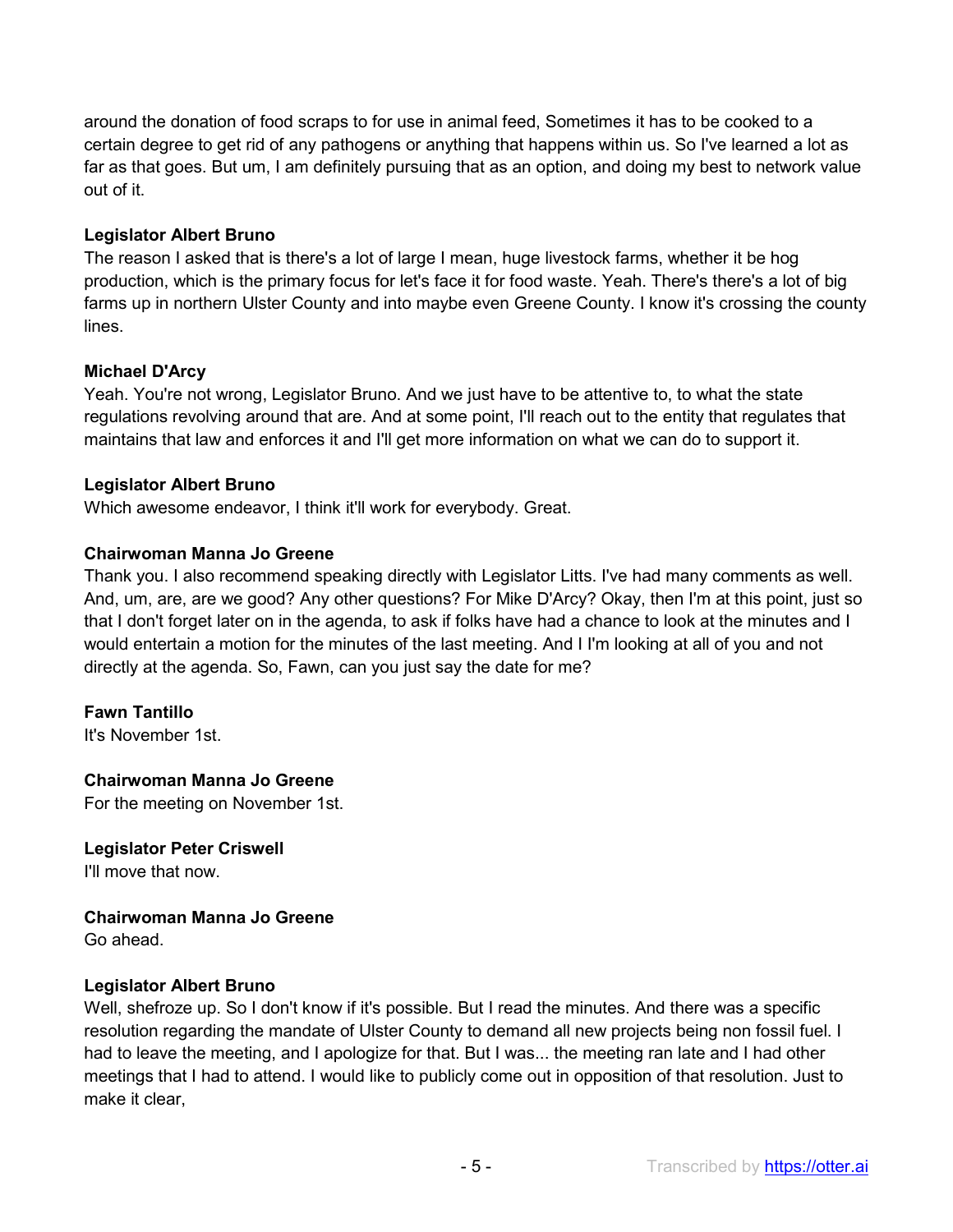around the donation of food scraps to for use in animal feed, Sometimes it has to be cooked to a certain degree to get rid of any pathogens or anything that happens within us. So I've learned a lot as far as that goes. But um, I am definitely pursuing that as an option, and doing my best to network value out of it.

**Legislator Albert Bruno**
The reason I asked that is there's a lot of large I mean, huge livestock farms, whether it be hog production, which is the primary focus for let's face it for food waste. Yeah. There's there's a lot of big farms up in northern Ulster County and into maybe even Greene County. I know it's crossing the county lines.

**Michael D'Arcy**
Yeah. You're not wrong, Legislator Bruno. And we just have to be attentive to, to what the state regulations revolving around that are. And at some point, I'll reach out to the entity that regulates that maintains that law and enforces it and I'll get more information on what we can do to support it.

**Legislator Albert Bruno**
Which awesome endeavor, I think it'll work for everybody. Great.

**Chairwoman Manna Jo Greene**
Thank you. I also recommend speaking directly with Legislator Litts. I've had many comments as well. And, um, are, are we good? Any other questions? For Mike D'Arcy? Okay, then I'm at this point, just so that I don't forget later on in the agenda, to ask if folks have had a chance to look at the minutes and I would entertain a motion for the minutes of the last meeting. And I I'm looking at all of you and not directly at the agenda. So, Fawn, can you just say the date for me?

**Fawn Tantillo**
It's November 1st.

**Chairwoman Manna Jo Greene**
For the meeting on November 1st.

**Legislator Peter Criswell**
I'll move that now.

**Chairwoman Manna Jo Greene**
Go ahead.

**Legislator Albert Bruno**
Well, shefroze up. So I don't know if it's possible. But I read the minutes. And there was a specific resolution regarding the mandate of Ulster County to demand all new projects being non fossil fuel. I had to leave the meeting, and I apologize for that. But I was... the meeting ran late and I had other meetings that I had to attend. I would like to publicly come out in opposition of that resolution. Just to make it clear,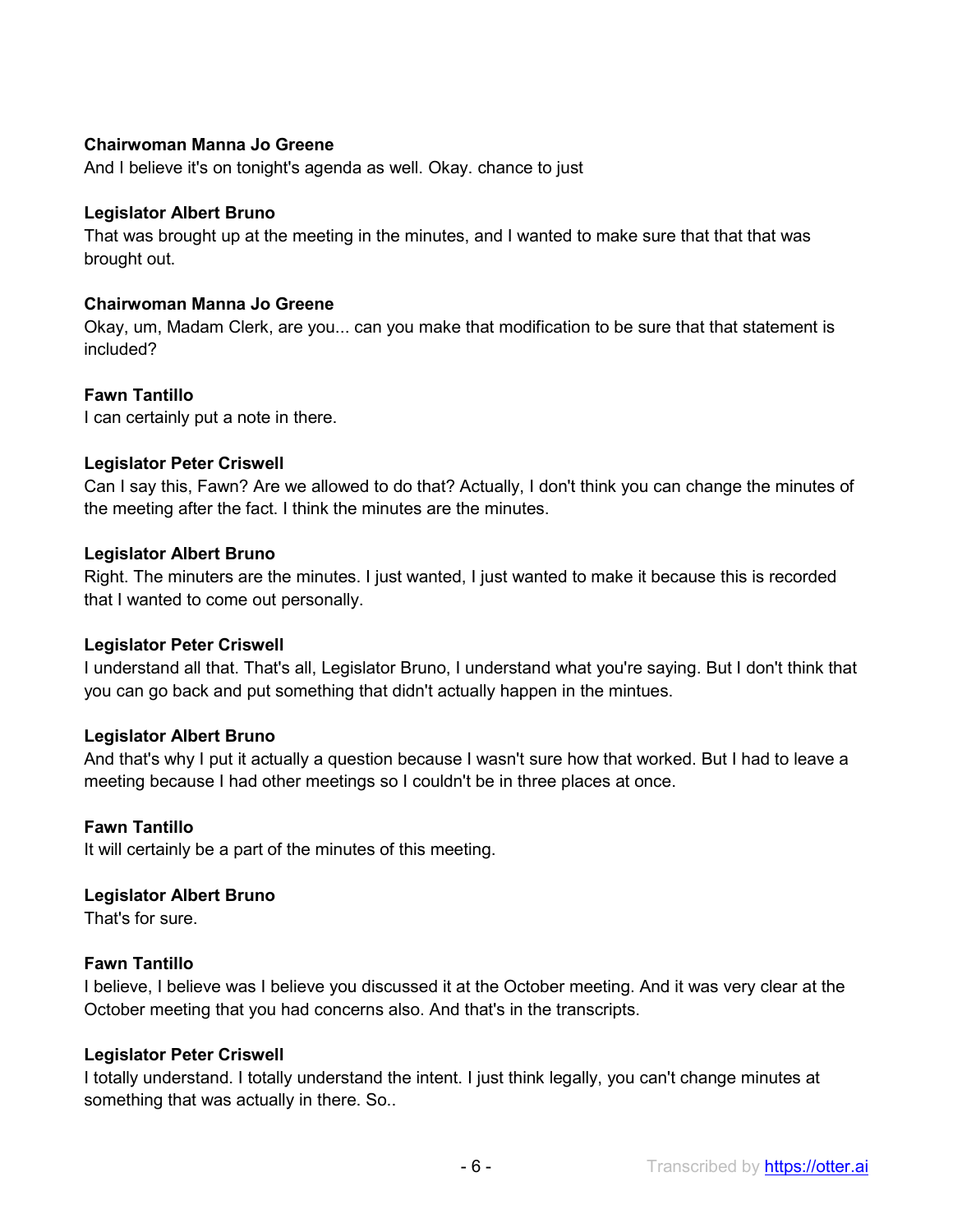**Chairwoman Manna Jo Greene**
And I believe it's on tonight's agenda as well. Okay. chance to just

**Legislator Albert Bruno**
That was brought up at the meeting in the minutes, and I wanted to make sure that that that was brought out.

**Chairwoman Manna Jo Greene**
Okay, um, Madam Clerk, are you... can you make that modification to be sure that that statement is included?

**Fawn Tantillo**
I can certainly put a note in there.

**Legislator Peter Criswell**
Can I say this, Fawn? Are we allowed to do that? Actually, I don't think you can change the minutes of the meeting after the fact. I think the minutes are the minutes.

**Legislator Albert Bruno**
Right. The minuters are the minutes. I just wanted, I just wanted to make it because this is recorded that I wanted to come out personally.

**Legislator Peter Criswell**
I understand all that. That's all, Legislator Bruno, I understand what you're saying. But I don't think that you can go back and put something that didn't actually happen in the mintues.

**Legislator Albert Bruno**
And that's why I put it actually a question because I wasn't sure how that worked. But I had to leave a meeting because I had other meetings so I couldn't be in three places at once.

**Fawn Tantillo**
It will certainly be a part of the minutes of this meeting.

**Legislator Albert Bruno**
That's for sure.

**Fawn Tantillo**
I believe, I believe was I believe you discussed it at the October meeting. And it was very clear at the October meeting that you had concerns also. And that's in the transcripts.

**Legislator Peter Criswell**
I totally understand. I totally understand the intent. I just think legally, you can't change minutes at something that was actually in there. So..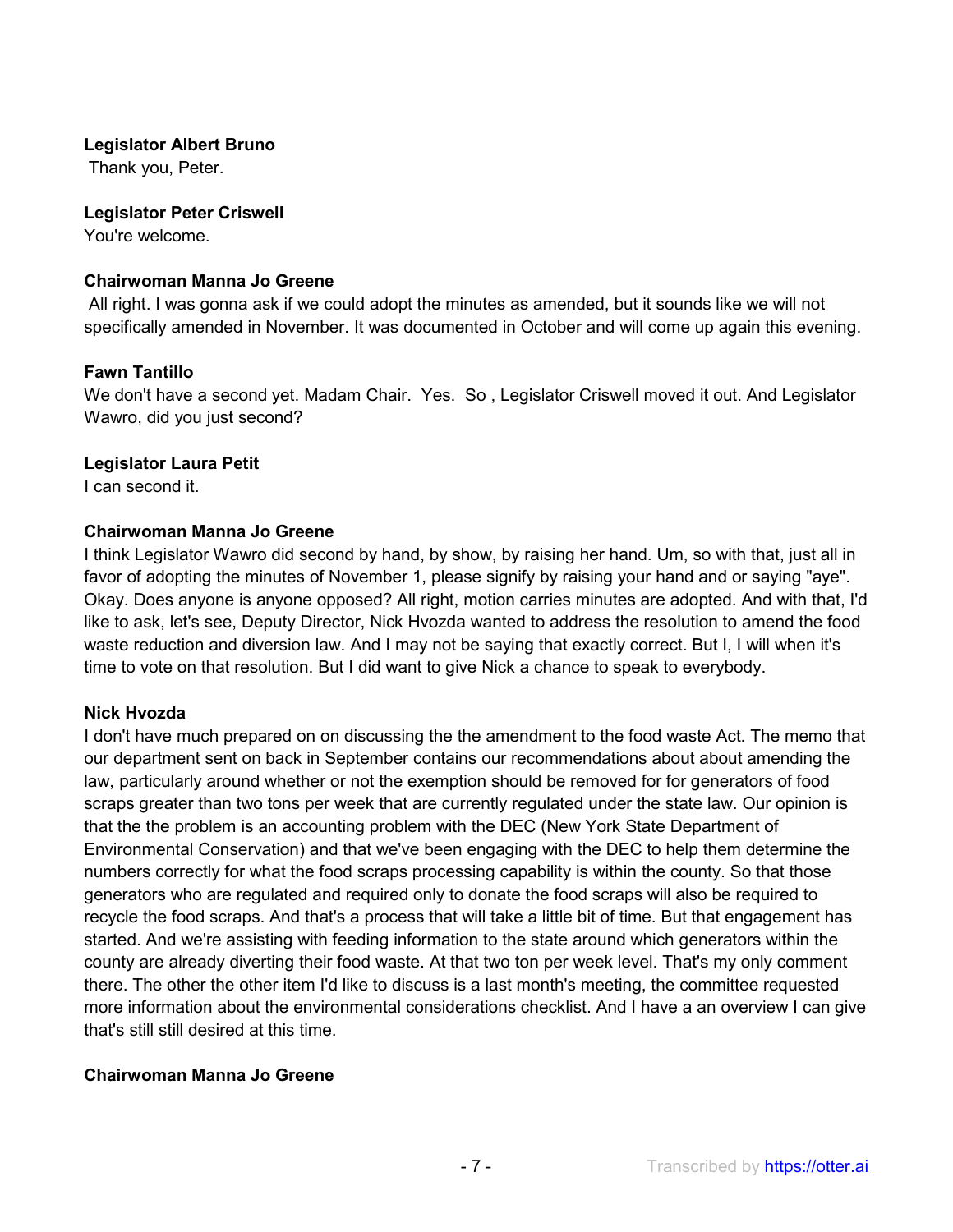**Legislator Albert Bruno**
Thank you, Peter.

**Legislator Peter Criswell**
You're welcome.

**Chairwoman Manna Jo Greene**
All right. I was gonna ask if we could adopt the minutes as amended, but it sounds like we will not specifically amended in November. It was documented in October and will come up again this evening.

**Fawn Tantillo**
We don't have a second yet. Madam Chair. Yes. So , Legislator Criswell moved it out. And Legislator Wawro, did you just second?

**Legislator Laura Petit**
I can second it.

**Chairwoman Manna Jo Greene**
I think Legislator Wawro did second by hand, by show, by raising her hand. Um, so with that, just all in favor of adopting the minutes of November 1, please signify by raising your hand and or saying "aye". Okay. Does anyone is anyone opposed? All right, motion carries minutes are adopted. And with that, I'd like to ask, let's see, Deputy Director, Nick Hvozda wanted to address the resolution to amend the food waste reduction and diversion law. And I may not be saying that exactly correct. But I, I will when it's time to vote on that resolution. But I did want to give Nick a chance to speak to everybody.

**Nick Hvozda**
I don't have much prepared on on discussing the the amendment to the food waste Act. The memo that our department sent on back in September contains our recommendations about about amending the law, particularly around whether or not the exemption should be removed for for generators of food scraps greater than two tons per week that are currently regulated under the state law. Our opinion is that the the problem is an accounting problem with the DEC (New York State Department of Environmental Conservation) and that we've been engaging with the DEC to help them determine the numbers correctly for what the food scraps processing capability is within the county. So that those generators who are regulated and required only to donate the food scraps will also be required to recycle the food scraps. And that's a process that will take a little bit of time. But that engagement has started. And we're assisting with feeding information to the state around which generators within the county are already diverting their food waste. At that two ton per week level. That's my only comment there. The other the other item I'd like to discuss is a last month's meeting, the committee requested more information about the environmental considerations checklist. And I have a an overview I can give that's still still desired at this time.

**Chairwoman Manna Jo Greene**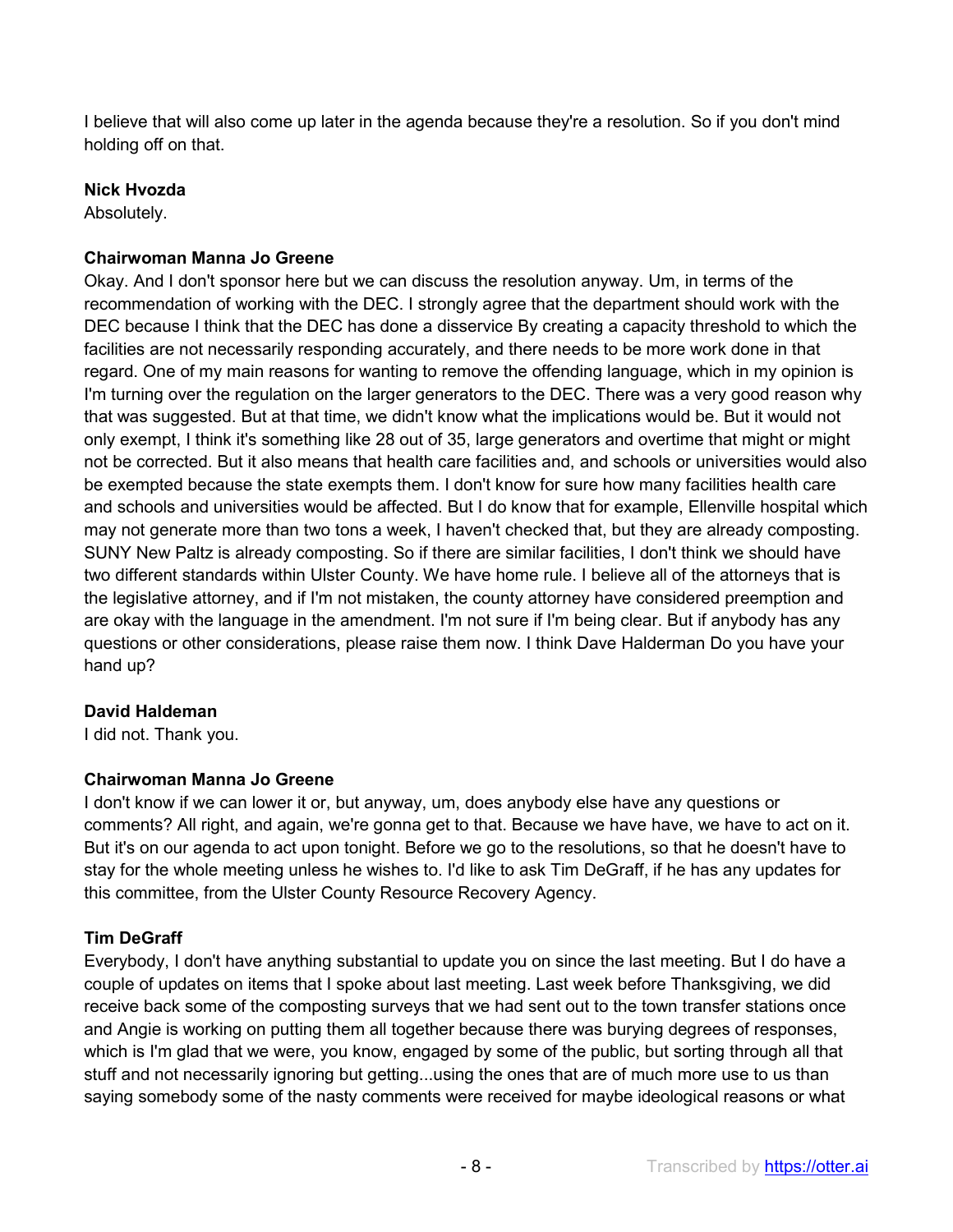I believe that will also come up later in the agenda because they're a resolution. So if you don't mind holding off on that.

**Nick Hvozda**
Absolutely.

**Chairwoman Manna Jo Greene**
Okay. And I don't sponsor here but we can discuss the resolution anyway. Um, in terms of the recommendation of working with the DEC. I strongly agree that the department should work with the DEC because I think that the DEC has done a disservice By creating a capacity threshold to which the facilities are not necessarily responding accurately, and there needs to be more work done in that regard. One of my main reasons for wanting to remove the offending language, which in my opinion is I'm turning over the regulation on the larger generators to the DEC. There was a very good reason why that was suggested. But at that time, we didn't know what the implications would be. But it would not only exempt, I think it's something like 28 out of 35, large generators and overtime that might or might not be corrected. But it also means that health care facilities and, and schools or universities would also be exempted because the state exempts them. I don't know for sure how many facilities health care and schools and universities would be affected. But I do know that for example, Ellenville hospital which may not generate more than two tons a week, I haven't checked that, but they are already composting. SUNY New Paltz is already composting. So if there are similar facilities, I don't think we should have two different standards within Ulster County. We have home rule. I believe all of the attorneys that is the legislative attorney, and if I'm not mistaken, the county attorney have considered preemption and are okay with the language in the amendment. I'm not sure if I'm being clear. But if anybody has any questions or other considerations, please raise them now. I think Dave Halderman Do you have your hand up?

**David Haldeman**
I did not. Thank you.

**Chairwoman Manna Jo Greene**
I don't know if we can lower it or, but anyway, um, does anybody else have any questions or comments? All right, and again, we're gonna get to that. Because we have have, we have to act on it. But it's on our agenda to act upon tonight. Before we go to the resolutions, so that he doesn't have to stay for the whole meeting unless he wishes to. I'd like to ask Tim DeGraff, if he has any updates for this committee, from the Ulster County Resource Recovery Agency.

**Tim DeGraff**
Everybody, I don't have anything substantial to update you on since the last meeting. But I do have a couple of updates on items that I spoke about last meeting. Last week before Thanksgiving, we did receive back some of the composting surveys that we had sent out to the town transfer stations once and Angie is working on putting them all together because there was burying degrees of responses, which is I'm glad that we were, you know, engaged by some of the public, but sorting through all that stuff and not necessarily ignoring but getting...using the ones that are of much more use to us than saying somebody some of the nasty comments were received for maybe ideological reasons or what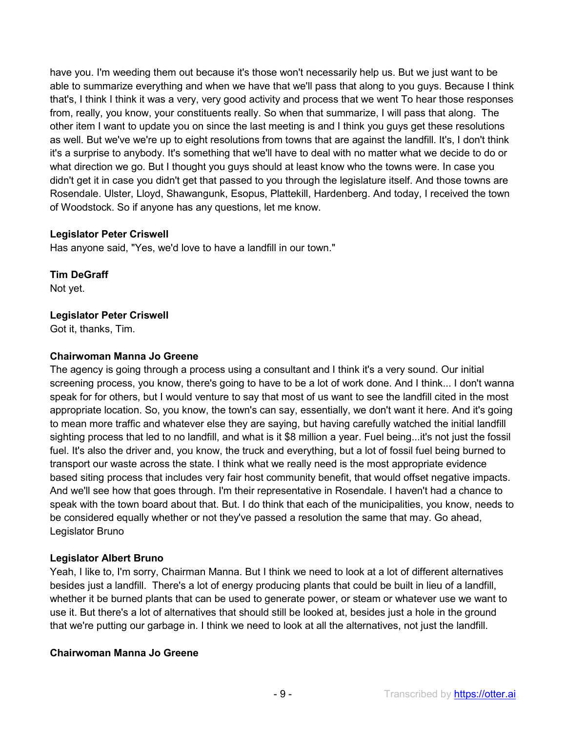have you. I'm weeding them out because it's those won't necessarily help us. But we just want to be able to summarize everything and when we have that we'll pass that along to you guys. Because I think that's, I think I think it was a very, very good activity and process that we went To hear those responses from, really, you know, your constituents really. So when that summarize, I will pass that along. The other item I want to update you on since the last meeting is and I think you guys get these resolutions as well. But we've we're up to eight resolutions from towns that are against the landfill. It's, I don't think it's a surprise to anybody. It's something that we'll have to deal with no matter what we decide to do or what direction we go. But I thought you guys should at least know who the towns were. In case you didn't get it in case you didn't get that passed to you through the legislature itself. And those towns are Rosendale. Ulster, Lloyd, Shawangunk, Esopus, Plattekill, Hardenberg. And today, I received the town of Woodstock. So if anyone has any questions, let me know.

**Legislator Peter Criswell**
Has anyone said, "Yes, we'd love to have a landfill in our town."

**Tim DeGraff**
Not yet.

**Legislator Peter Criswell**
Got it, thanks, Tim.

**Chairwoman Manna Jo Greene**
The agency is going through a process using a consultant and I think it's a very sound. Our initial screening process, you know, there's going to have to be a lot of work done. And I think... I don't wanna speak for for others, but I would venture to say that most of us want to see the landfill cited in the most appropriate location. So, you know, the town's can say, essentially, we don't want it here. And it's going to mean more traffic and whatever else they are saying, but having carefully watched the initial landfill sighting process that led to no landfill, and what is it $8 million a year. Fuel being...it's not just the fossil fuel. It's also the driver and, you know, the truck and everything, but a lot of fossil fuel being burned to transport our waste across the state. I think what we really need is the most appropriate evidence based siting process that includes very fair host community benefit, that would offset negative impacts. And we'll see how that goes through. I'm their representative in Rosendale. I haven't had a chance to speak with the town board about that. But. I do think that each of the municipalities, you know, needs to be considered equally whether or not they've passed a resolution the same that may. Go ahead, Legislator Bruno

**Legislator Albert Bruno**
Yeah, I like to, I'm sorry, Chairman Manna. But I think we need to look at a lot of different alternatives besides just a landfill. There's a lot of energy producing plants that could be built in lieu of a landfill, whether it be burned plants that can be used to generate power, or steam or whatever use we want to use it. But there's a lot of alternatives that should still be looked at, besides just a hole in the ground that we're putting our garbage in. I think we need to look at all the alternatives, not just the landfill.

**Chairwoman Manna Jo Greene**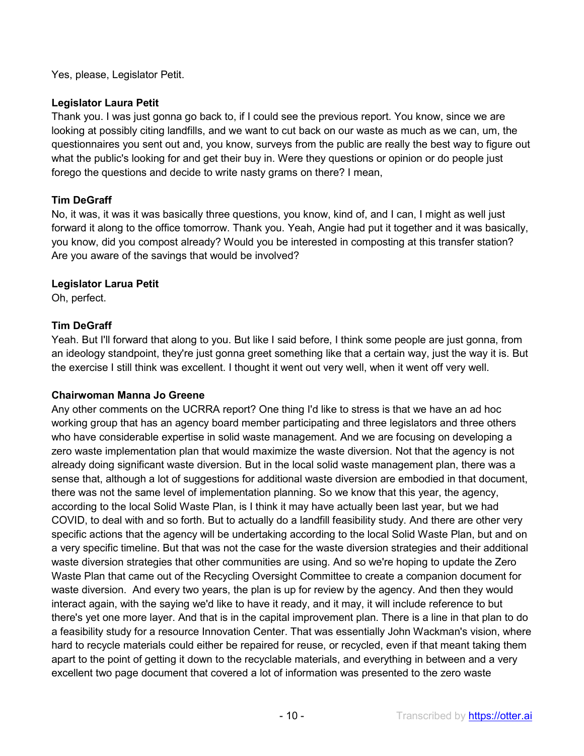Yes, please, Legislator Petit.

**Legislator Laura Petit**

Thank you. I was just gonna go back to, if I could see the previous report. You know, since we are looking at possibly citing landfills, and we want to cut back on our waste as much as we can, um, the questionnaires you sent out and, you know, surveys from the public are really the best way to figure out what the public's looking for and get their buy in. Were they questions or opinion or do people just forego the questions and decide to write nasty grams on there? I mean,

**Tim DeGraff**

No, it was, it was it was basically three questions, you know, kind of, and I can, I might as well just forward it along to the office tomorrow. Thank you. Yeah, Angie had put it together and it was basically, you know, did you compost already? Would you be interested in composting at this transfer station? Are you aware of the savings that would be involved?

**Legislator Larua Petit**

Oh, perfect.

**Tim DeGraff**

Yeah. But I'll forward that along to you. But like I said before, I think some people are just gonna, from an ideology standpoint, they're just gonna greet something like that a certain way, just the way it is. But the exercise I still think was excellent. I thought it went out very well, when it went off very well.

**Chairwoman Manna Jo Greene**

Any other comments on the UCRRA report? One thing I'd like to stress is that we have an ad hoc working group that has an agency board member participating and three legislators and three others who have considerable expertise in solid waste management. And we are focusing on developing a zero waste implementation plan that would maximize the waste diversion. Not that the agency is not already doing significant waste diversion. But in the local solid waste management plan, there was a sense that, although a lot of suggestions for additional waste diversion are embodied in that document, there was not the same level of implementation planning. So we know that this year, the agency, according to the local Solid Waste Plan, is I think it may have actually been last year, but we had COVID, to deal with and so forth. But to actually do a landfill feasibility study. And there are other very specific actions that the agency will be undertaking according to the local Solid Waste Plan, but and on a very specific timeline. But that was not the case for the waste diversion strategies and their additional waste diversion strategies that other communities are using. And so we're hoping to update the Zero Waste Plan that came out of the Recycling Oversight Committee to create a companion document for waste diversion.  And every two years, the plan is up for review by the agency. And then they would interact again, with the saying we'd like to have it ready, and it may, it will include reference to but there's yet one more layer. And that is in the capital improvement plan. There is a line in that plan to do a feasibility study for a resource Innovation Center. That was essentially John Wackman's vision, where hard to recycle materials could either be repaired for reuse, or recycled, even if that meant taking them apart to the point of getting it down to the recyclable materials, and everything in between and a very excellent two page document that covered a lot of information was presented to the zero waste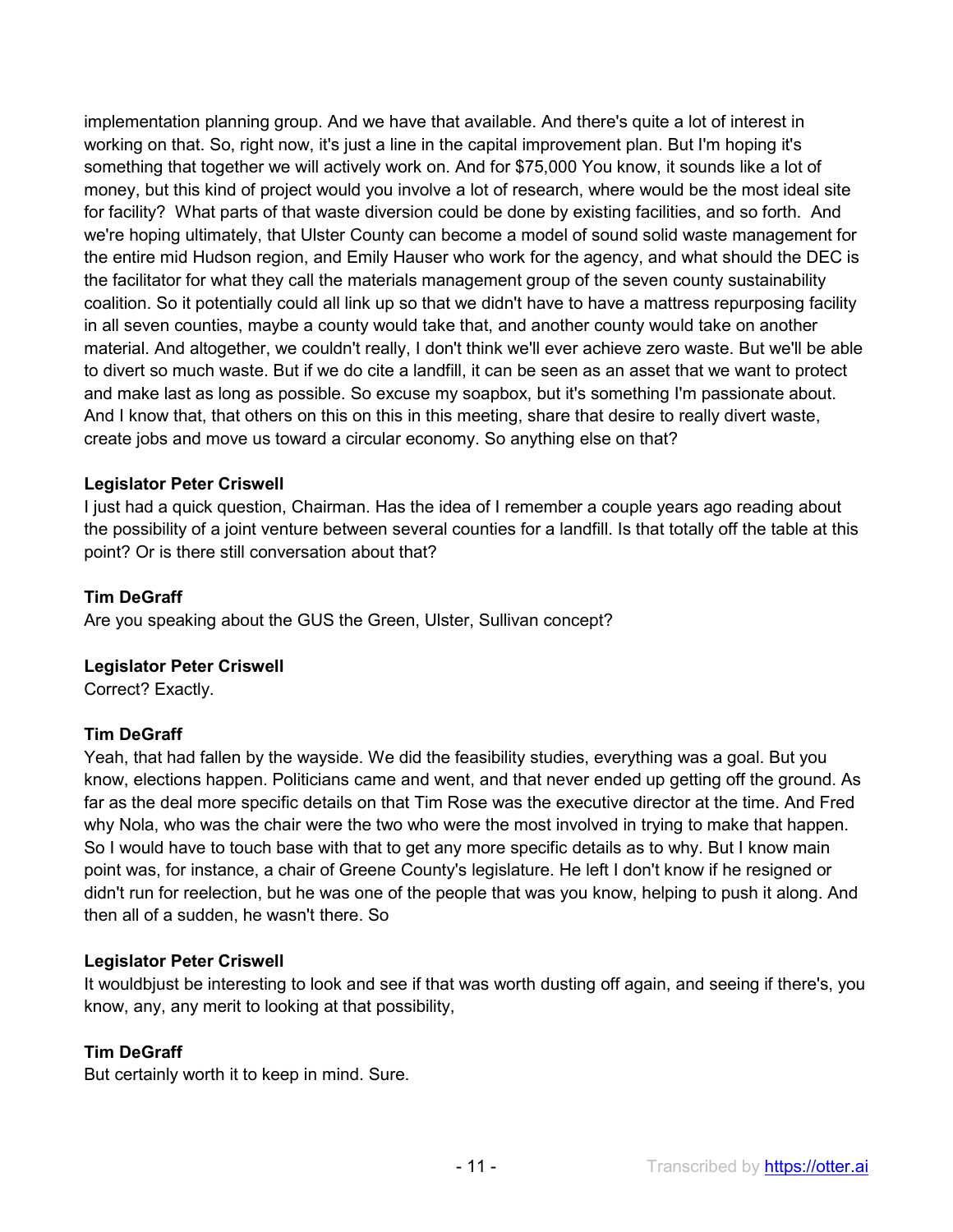implementation planning group. And we have that available. And there's quite a lot of interest in working on that. So, right now, it's just a line in the capital improvement plan. But I'm hoping it's something that together we will actively work on. And for $75,000 You know, it sounds like a lot of money, but this kind of project would you involve a lot of research, where would be the most ideal site for facility? What parts of that waste diversion could be done by existing facilities, and so forth. And we're hoping ultimately, that Ulster County can become a model of sound solid waste management for the entire mid Hudson region, and Emily Hauser who work for the agency, and what should the DEC is the facilitator for what they call the materials management group of the seven county sustainability coalition. So it potentially could all link up so that we didn't have to have a mattress repurposing facility in all seven counties, maybe a county would take that, and another county would take on another material. And altogether, we couldn't really, I don't think we'll ever achieve zero waste. But we'll be able to divert so much waste. But if we do cite a landfill, it can be seen as an asset that we want to protect and make last as long as possible. So excuse my soapbox, but it's something I'm passionate about. And I know that, that others on this on this in this meeting, share that desire to really divert waste, create jobs and move us toward a circular economy. So anything else on that?

**Legislator Peter Criswell**
I just had a quick question, Chairman. Has the idea of I remember a couple years ago reading about the possibility of a joint venture between several counties for a landfill. Is that totally off the table at this point? Or is there still conversation about that?

**Tim DeGraff**
Are you speaking about the GUS the Green, Ulster, Sullivan concept?

**Legislator Peter Criswell**
Correct? Exactly.

**Tim DeGraff**
Yeah, that had fallen by the wayside. We did the feasibility studies, everything was a goal. But you know, elections happen. Politicians came and went, and that never ended up getting off the ground. As far as the deal more specific details on that Tim Rose was the executive director at the time. And Fred why Nola, who was the chair were the two who were the most involved in trying to make that happen. So I would have to touch base with that to get any more specific details as to why. But I know main point was, for instance, a chair of Greene County's legislature. He left I don't know if he resigned or didn't run for reelection, but he was one of the people that was you know, helping to push it along. And then all of a sudden, he wasn't there. So

**Legislator Peter Criswell**
It wouldbjust be interesting to look and see if that was worth dusting off again, and seeing if there's, you know, any, any merit to looking at that possibility,

**Tim DeGraff**
But certainly worth it to keep in mind. Sure.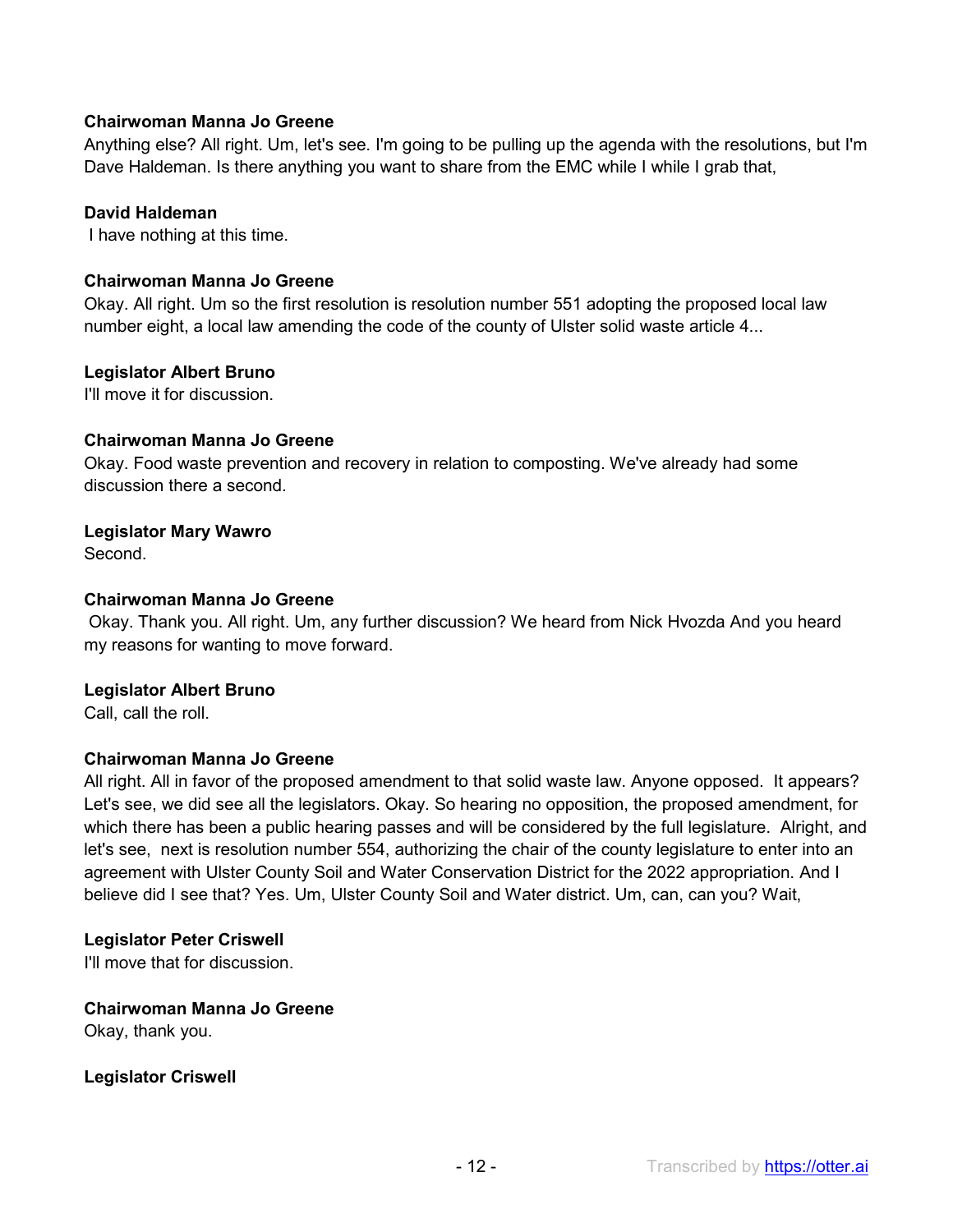**Chairwoman Manna Jo Greene**

Anything else? All right. Um, let's see. I'm going to be pulling up the agenda with the resolutions, but I'm Dave Haldeman. Is there anything you want to share from the EMC while I while I grab that,

**David Haldeman**

I have nothing at this time.

**Chairwoman Manna Jo Greene**

Okay. All right. Um so the first resolution is resolution number 551 adopting the proposed local law number eight, a local law amending the code of the county of Ulster solid waste article 4...

**Legislator Albert Bruno**

I'll move it for discussion.

**Chairwoman Manna Jo Greene**

Okay. Food waste prevention and recovery in relation to composting. We've already had some discussion there a second.

**Legislator Mary Wawro**

Second.

**Chairwoman Manna Jo Greene**

Okay. Thank you. All right. Um, any further discussion? We heard from Nick Hvozda And you heard my reasons for wanting to move forward.

**Legislator Albert Bruno**

Call, call the roll.

**Chairwoman Manna Jo Greene**

All right. All in favor of the proposed amendment to that solid waste law. Anyone opposed. It appears? Let's see, we did see all the legislators. Okay. So hearing no opposition, the proposed amendment, for which there has been a public hearing passes and will be considered by the full legislature. Alright, and let's see, next is resolution number 554, authorizing the chair of the county legislature to enter into an agreement with Ulster County Soil and Water Conservation District for the 2022 appropriation. And I believe did I see that? Yes. Um, Ulster County Soil and Water district. Um, can, can you? Wait,

**Legislator Peter Criswell**

I'll move that for discussion.

**Chairwoman Manna Jo Greene**

Okay, thank you.

**Legislator Criswell**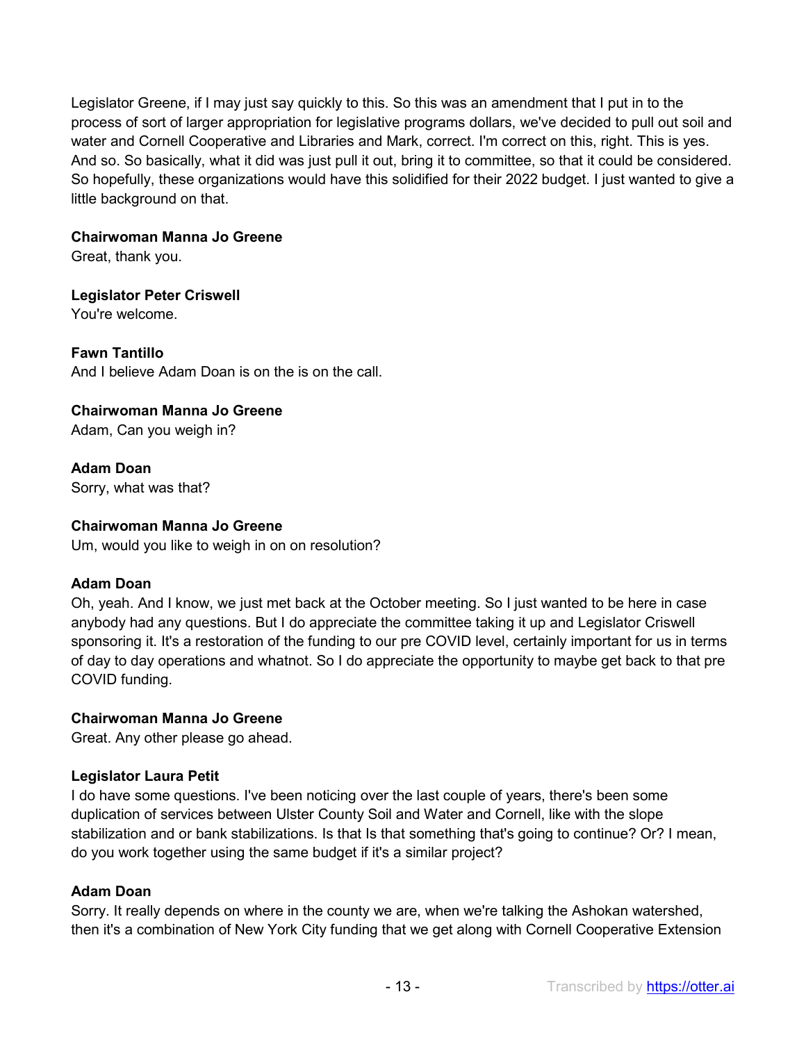Legislator Greene, if I may just say quickly to this. So this was an amendment that I put in to the process of sort of larger appropriation for legislative programs dollars, we've decided to pull out soil and water and Cornell Cooperative and Libraries and Mark, correct. I'm correct on this, right. This is yes. And so. So basically, what it did was just pull it out, bring it to committee, so that it could be considered. So hopefully, these organizations would have this solidified for their 2022 budget. I just wanted to give a little background on that.

**Chairwoman Manna Jo Greene**
Great, thank you.

**Legislator Peter Criswell**
You're welcome.

**Fawn Tantillo**
And I believe Adam Doan is on the is on the call.

**Chairwoman Manna Jo Greene**
Adam, Can you weigh in?

**Adam Doan**
Sorry, what was that?

**Chairwoman Manna Jo Greene**
Um, would you like to weigh in on on resolution?

**Adam Doan**
Oh, yeah. And I know, we just met back at the October meeting. So I just wanted to be here in case anybody had any questions. But I do appreciate the committee taking it up and Legislator Criswell sponsoring it. It's a restoration of the funding to our pre COVID level, certainly important for us in terms of day to day operations and whatnot. So I do appreciate the opportunity to maybe get back to that pre COVID funding.

**Chairwoman Manna Jo Greene**
Great. Any other please go ahead.

**Legislator Laura Petit**
I do have some questions. I've been noticing over the last couple of years, there's been some duplication of services between Ulster County Soil and Water and Cornell, like with the slope stabilization and or bank stabilizations. Is that Is that something that's going to continue? Or? I mean, do you work together using the same budget if it's a similar project?

**Adam Doan**
Sorry. It really depends on where in the county we are, when we're talking the Ashokan watershed, then it's a combination of New York City funding that we get along with Cornell Cooperative Extension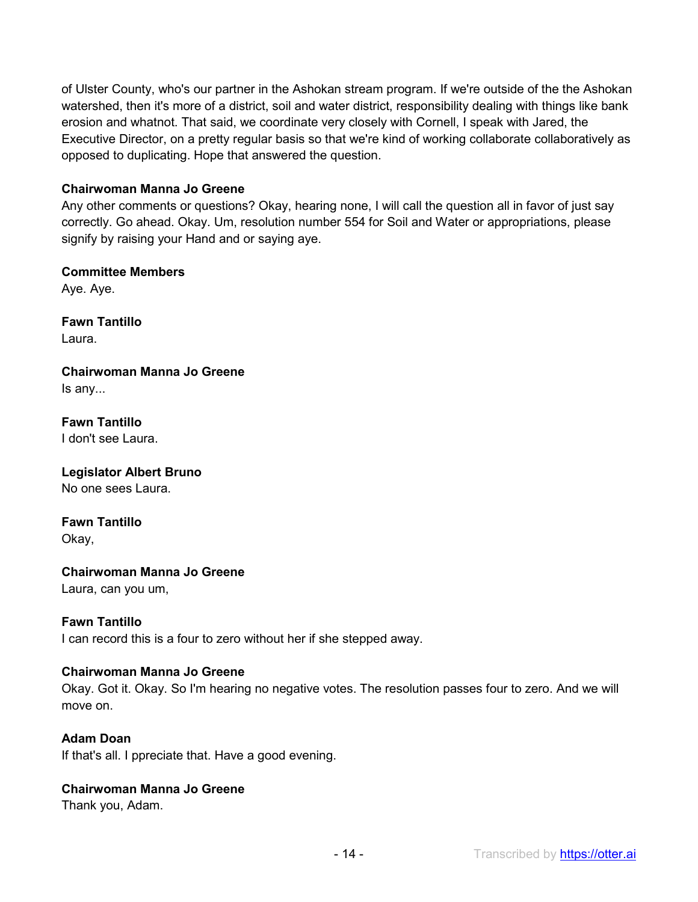of Ulster County, who's our partner in the Ashokan stream program. If we're outside of the the Ashokan watershed, then it's more of a district, soil and water district, responsibility dealing with things like bank erosion and whatnot. That said, we coordinate very closely with Cornell, I speak with Jared, the Executive Director, on a pretty regular basis so that we're kind of working collaborate collaboratively as opposed to duplicating. Hope that answered the question.

**Chairwoman Manna Jo Greene**
Any other comments or questions? Okay, hearing none, I will call the question all in favor of just say correctly. Go ahead. Okay. Um, resolution number 554 for Soil and Water or appropriations, please signify by raising your Hand and or saying aye.

**Committee Members**
Aye. Aye.

**Fawn Tantillo**
Laura.

**Chairwoman Manna Jo Greene**
Is any...

**Fawn Tantillo**
I don't see Laura.

**Legislator Albert Bruno**
No one sees Laura.

**Fawn Tantillo**
Okay,

**Chairwoman Manna Jo Greene**
Laura, can you um,

**Fawn Tantillo**
I can record this is a four to zero without her if she stepped away.

**Chairwoman Manna Jo Greene**
Okay. Got it. Okay. So I'm hearing no negative votes. The resolution passes four to zero. And we will move on.

**Adam Doan**
If that's all. I ppreciate that. Have a good evening.

**Chairwoman Manna Jo Greene**
Thank you, Adam.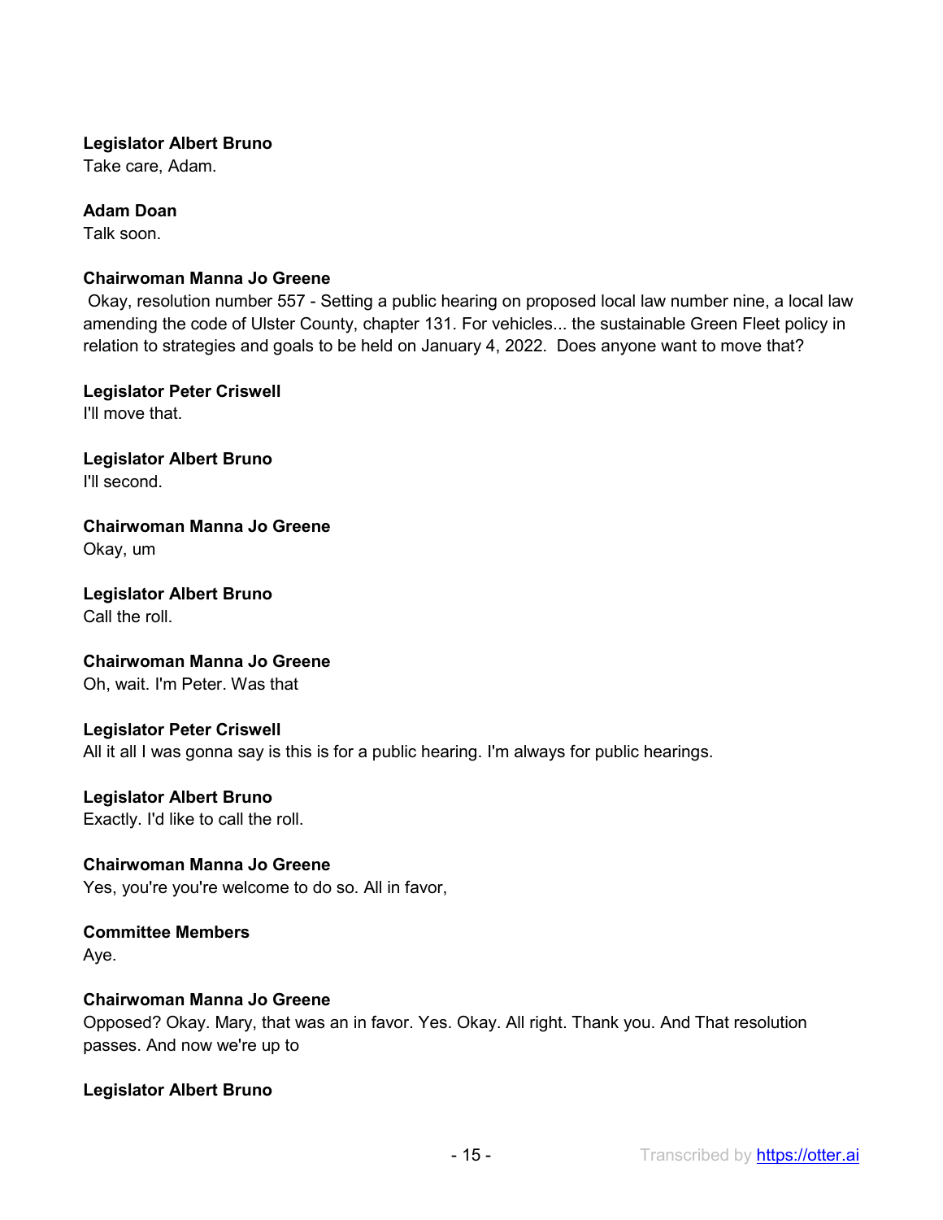**Legislator Albert Bruno**
Take care, Adam.

**Adam Doan**
Talk soon.

**Chairwoman Manna Jo Greene**
Okay, resolution number 557 - Setting a public hearing on proposed local law number nine, a local law amending the code of Ulster County, chapter 131. For vehicles... the sustainable Green Fleet policy in relation to strategies and goals to be held on January 4, 2022. Does anyone want to move that?

**Legislator Peter Criswell**
I'll move that.

**Legislator Albert Bruno**
I'll second.

**Chairwoman Manna Jo Greene**
Okay, um

**Legislator Albert Bruno**
Call the roll.

**Chairwoman Manna Jo Greene**
Oh, wait. I'm Peter. Was that

**Legislator Peter Criswell**
All it all I was gonna say is this is for a public hearing. I'm always for public hearings.

**Legislator Albert Bruno**
Exactly. I'd like to call the roll.

**Chairwoman Manna Jo Greene**
Yes, you're you're welcome to do so. All in favor,

**Committee Members**
Aye.

**Chairwoman Manna Jo Greene**
Opposed? Okay. Mary, that was an in favor. Yes. Okay. All right. Thank you. And That resolution passes. And now we're up to

**Legislator Albert Bruno**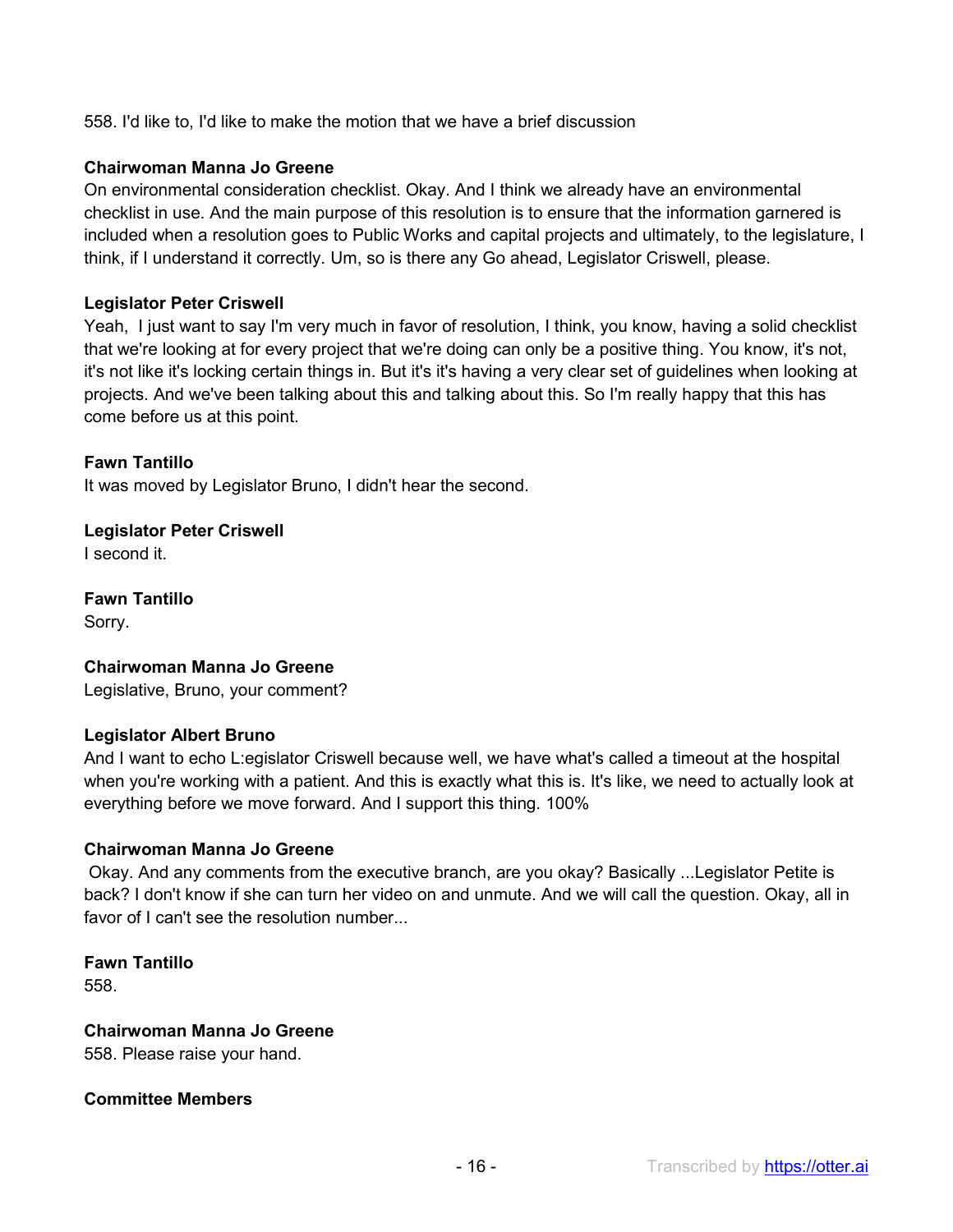558. I'd like to, I'd like to make the motion that we have a brief discussion

**Chairwoman Manna Jo Greene**
On environmental consideration checklist. Okay. And I think we already have an environmental checklist in use. And the main purpose of this resolution is to ensure that the information garnered is included when a resolution goes to Public Works and capital projects and ultimately, to the legislature, I think, if I understand it correctly. Um, so is there any Go ahead, Legislator Criswell, please.

**Legislator Peter Criswell**
Yeah, I just want to say I'm very much in favor of resolution, I think, you know, having a solid checklist that we're looking at for every project that we're doing can only be a positive thing. You know, it's not, it's not like it's locking certain things in. But it's it's having a very clear set of guidelines when looking at projects. And we've been talking about this and talking about this. So I'm really happy that this has come before us at this point.

**Fawn Tantillo**
It was moved by Legislator Bruno, I didn't hear the second.

**Legislator Peter Criswell**
I second it.

**Fawn Tantillo**
Sorry.

**Chairwoman Manna Jo Greene**
Legislative, Bruno, your comment?

**Legislator Albert Bruno**
And I want to echo L:egislator Criswell because well, we have what's called a timeout at the hospital when you're working with a patient. And this is exactly what this is. It's like, we need to actually look at everything before we move forward. And I support this thing. 100%

**Chairwoman Manna Jo Greene**
Okay. And any comments from the executive branch, are you okay? Basically ...Legislator Petite is back? I don't know if she can turn her video on and unmute. And we will call the question. Okay, all in favor of I can't see the resolution number...

**Fawn Tantillo**
558.

**Chairwoman Manna Jo Greene**
558. Please raise your hand.

**Committee Members**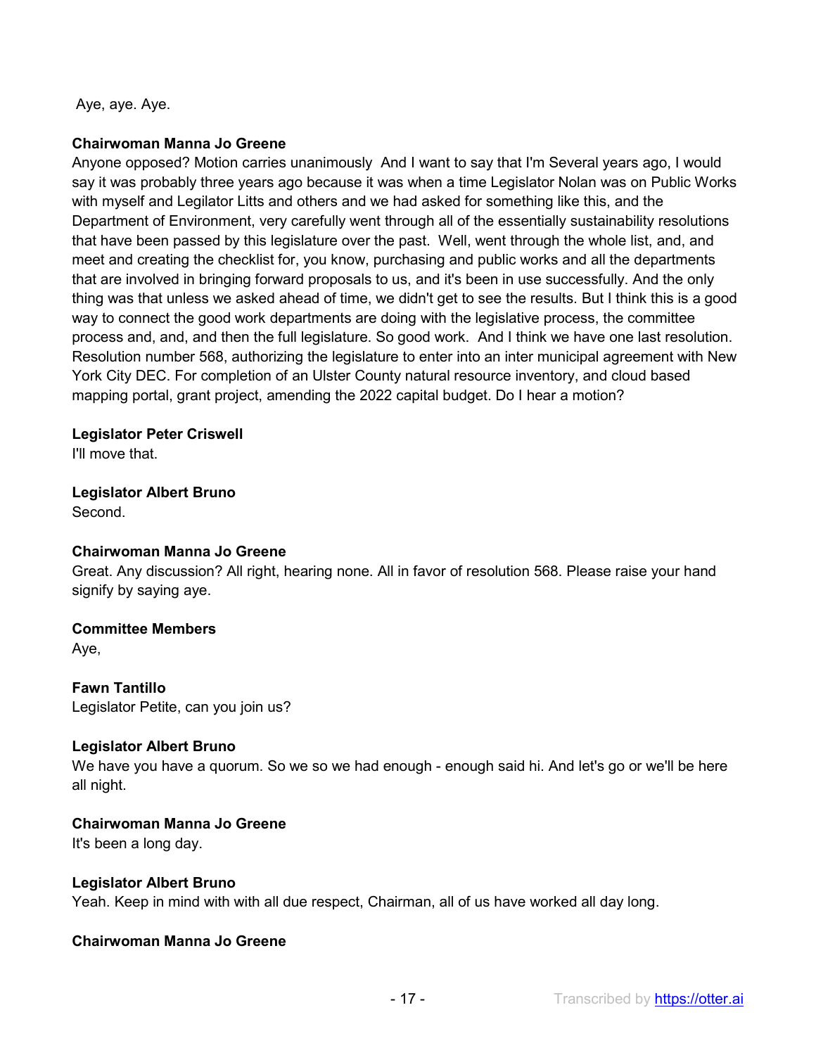Aye, aye. Aye.

**Chairwoman Manna Jo Greene**
Anyone opposed? Motion carries unanimously  And I want to say that I'm Several years ago, I would say it was probably three years ago because it was when a time Legislator Nolan was on Public Works with myself and Legilator Litts and others and we had asked for something like this, and the Department of Environment, very carefully went through all of the essentially sustainability resolutions that have been passed by this legislature over the past.  Well, went through the whole list, and, and meet and creating the checklist for, you know, purchasing and public works and all the departments that are involved in bringing forward proposals to us, and it's been in use successfully. And the only thing was that unless we asked ahead of time, we didn't get to see the results. But I think this is a good way to connect the good work departments are doing with the legislative process, the committee process and, and, and then the full legislature. So good work.  And I think we have one last resolution. Resolution number 568, authorizing the legislature to enter into an inter municipal agreement with New York City DEC. For completion of an Ulster County natural resource inventory, and cloud based mapping portal, grant project, amending the 2022 capital budget. Do I hear a motion?

**Legislator Peter Criswell**
I'll move that.

**Legislator Albert Bruno**
Second.

**Chairwoman Manna Jo Greene**
Great. Any discussion? All right, hearing none. All in favor of resolution 568. Please raise your hand signify by saying aye.

**Committee Members**
Aye,

**Fawn Tantillo**
Legislator Petite, can you join us?

**Legislator Albert Bruno**
We have you have a quorum. So we so we had enough - enough said hi. And let's go or we'll be here all night.

**Chairwoman Manna Jo Greene**
It's been a long day.

**Legislator Albert Bruno**
Yeah. Keep in mind with with all due respect, Chairman, all of us have worked all day long.

**Chairwoman Manna Jo Greene**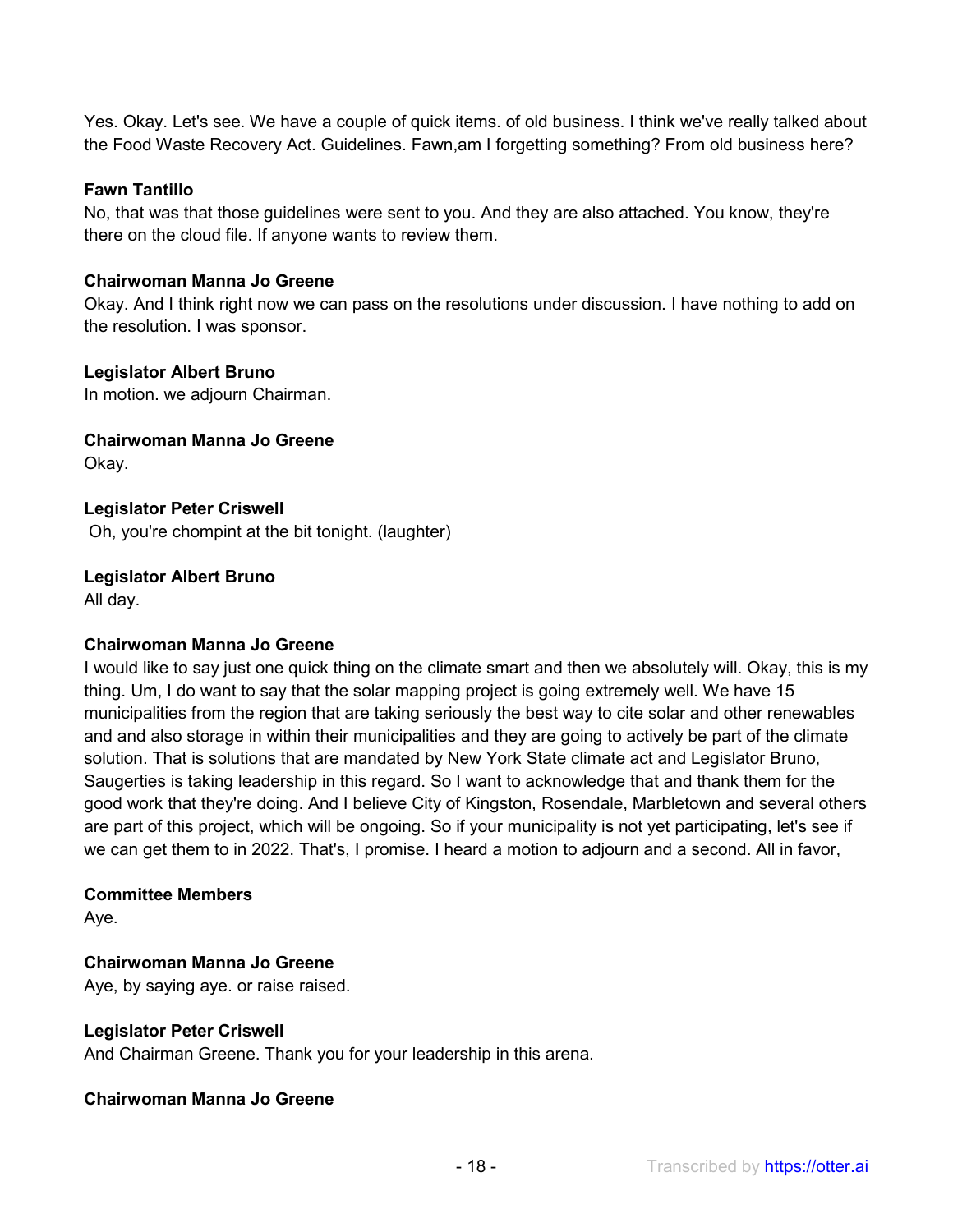Yes. Okay. Let's see. We have a couple of quick items. of old business. I think we've really talked about the Food Waste Recovery Act. Guidelines. Fawn,am I forgetting something? From old business here?

**Fawn Tantillo**
No, that was that those guidelines were sent to you. And they are also attached. You know, they're there on the cloud file. If anyone wants to review them.

**Chairwoman Manna Jo Greene**
Okay. And I think right now we can pass on the resolutions under discussion. I have nothing to add on the resolution. I was sponsor.

**Legislator Albert Bruno**
In motion. we adjourn Chairman.

**Chairwoman Manna Jo Greene**
Okay.

**Legislator Peter Criswell**
Oh, you're chompint at the bit tonight. (laughter)

**Legislator Albert Bruno**
All day.

**Chairwoman Manna Jo Greene**
I would like to say just one quick thing on the climate smart and then we absolutely will. Okay, this is my thing. Um, I do want to say that the solar mapping project is going extremely well. We have 15 municipalities from the region that are taking seriously the best way to cite solar and other renewables and and also storage in within their municipalities and they are going to actively be part of the climate solution. That is solutions that are mandated by New York State climate act and Legislator Bruno, Saugerties is taking leadership in this regard. So I want to acknowledge that and thank them for the good work that they're doing. And I believe City of Kingston, Rosendale, Marbletown and several others are part of this project, which will be ongoing. So if your municipality is not yet participating, let's see if we can get them to in 2022. That's, I promise. I heard a motion to adjourn and a second. All in favor,

**Committee Members**
Aye.

**Chairwoman Manna Jo Greene**
Aye, by saying aye. or raise raised.

**Legislator Peter Criswell**
And Chairman Greene. Thank you for your leadership in this arena.

**Chairwoman Manna Jo Greene**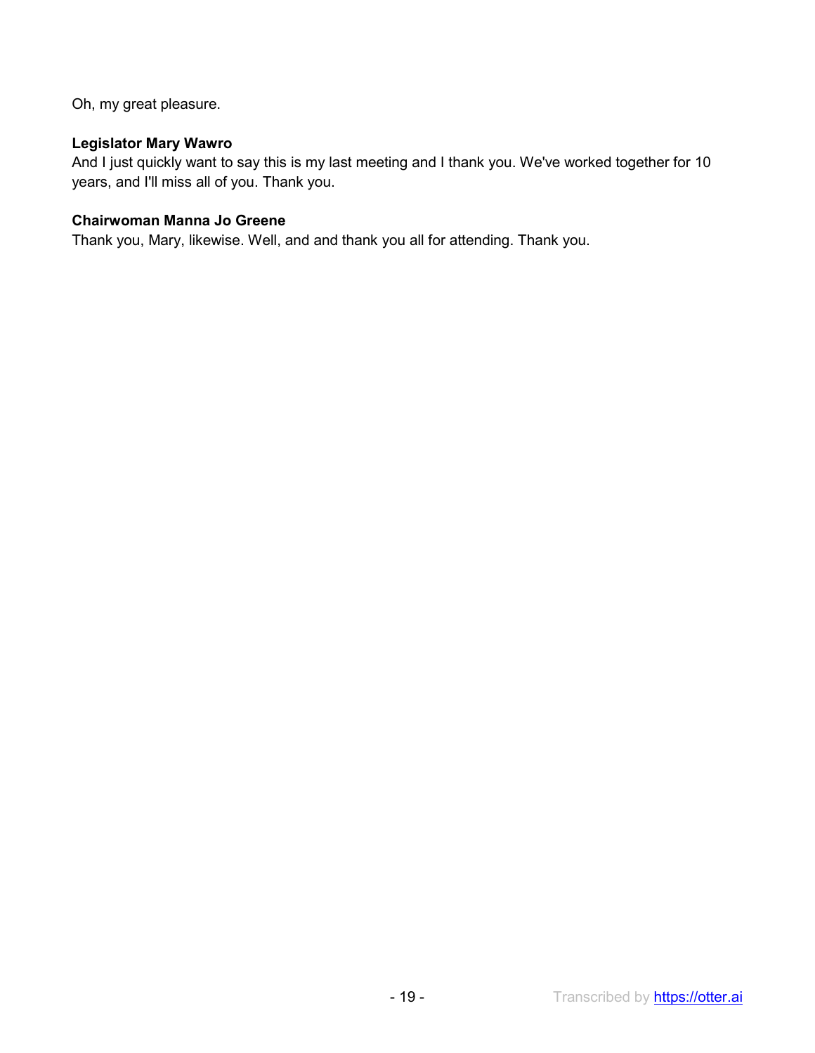Oh, my great pleasure.

**Legislator Mary Wawro**
And I just quickly want to say this is my last meeting and I thank you. We've worked together for 10 years, and I'll miss all of you. Thank you.

**Chairwoman Manna Jo Greene**
Thank you, Mary, likewise. Well, and and thank you all for attending. Thank you.